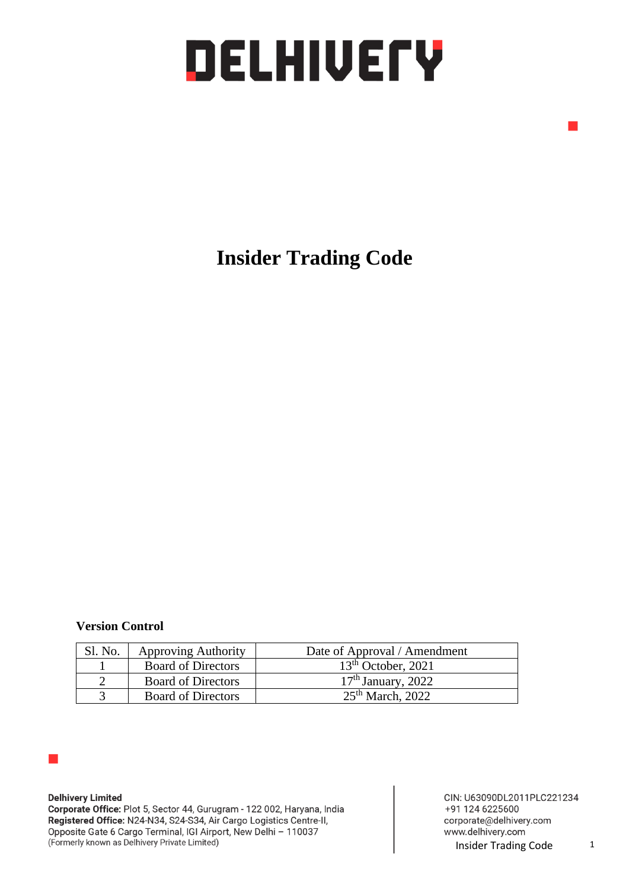# DELHIVERY

# Insider Trading Code

**Version Control**

| Sl. No. | Approving Authority | Date of Approval / Amendment |
|---|---|---|
| 1 | Board of Directors | 13th October, 2021 |
| 2 | Board of Directors | 17th January, 2022 |
| 3 | Board of Directors | 25th March, 2022 |

**Delhivery Limited**
**Corporate Office:** Plot 5, Sector 44, Gurugram - 122 002, Haryana, India
**Registered Office:** N24-N34, S24-S34, Air Cargo Logistics Centre-II, Opposite Gate 6 Cargo Terminal, IGI Airport, New Delhi – 110037
(Formerly known as Delhivery Private Limited)

CIN: U63090DL2011PLC221234
+91 124 6225600
corporate@delhivery.com
www.delhivery.com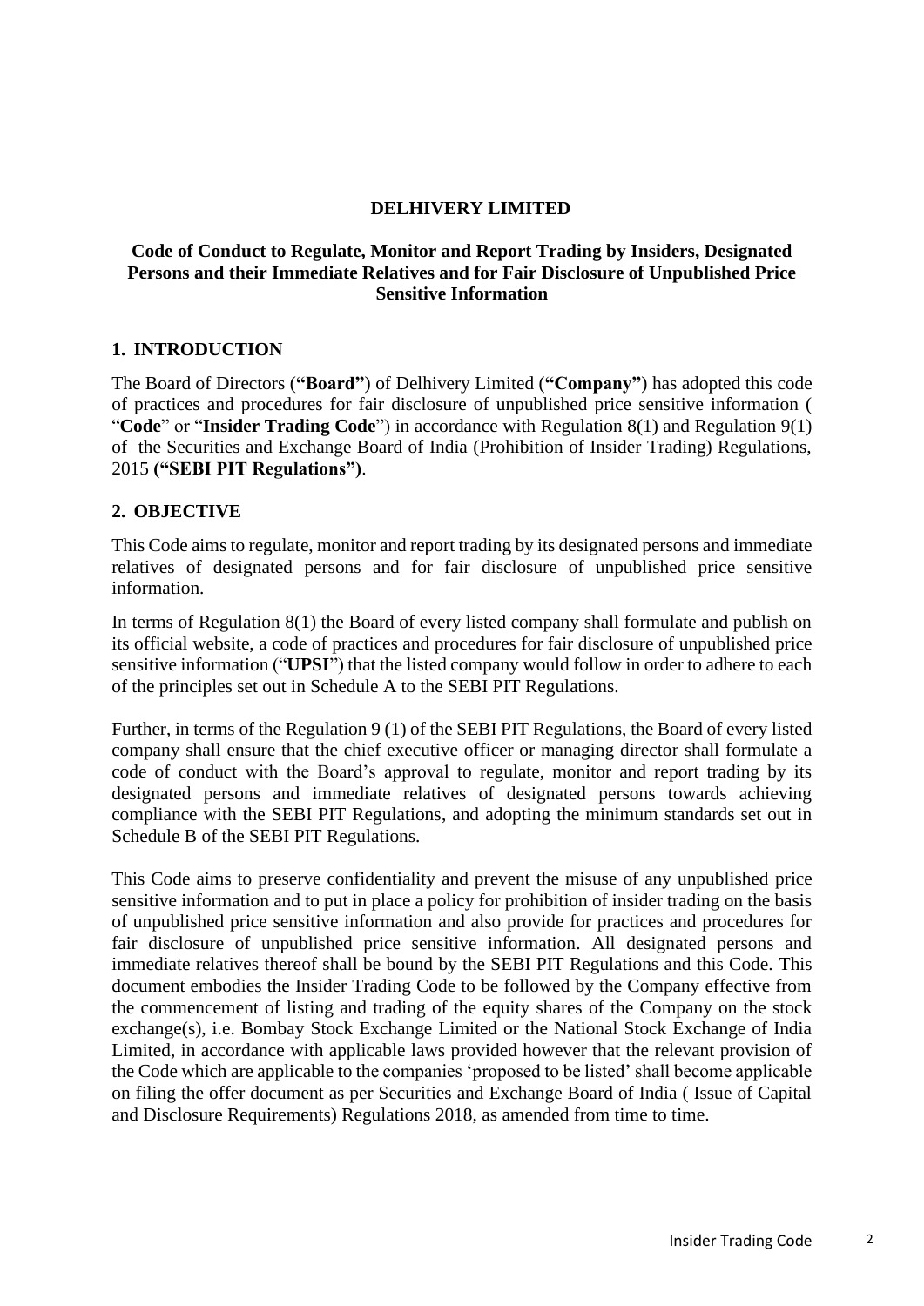**DELHIVERY LIMITED**

**Code of Conduct to Regulate, Monitor and Report Trading by Insiders, Designated Persons and their Immediate Relatives and for Fair Disclosure of Unpublished Price Sensitive Information**

## 1. INTRODUCTION

The Board of Directors (**"Board"**) of Delhivery Limited (**"Company"**) has adopted this code of practices and procedures for fair disclosure of unpublished price sensitive information ( "**Code**" or "**Insider Trading Code**") in accordance with Regulation 8(1) and Regulation 9(1) of the Securities and Exchange Board of India (Prohibition of Insider Trading) Regulations, 2015 **("SEBI PIT Regulations")**.

## 2. OBJECTIVE

This Code aims to regulate, monitor and report trading by its designated persons and immediate relatives of designated persons and for fair disclosure of unpublished price sensitive information.

In terms of Regulation 8(1) the Board of every listed company shall formulate and publish on its official website, a code of practices and procedures for fair disclosure of unpublished price sensitive information ("**UPSI**") that the listed company would follow in order to adhere to each of the principles set out in Schedule A to the SEBI PIT Regulations.

Further, in terms of the Regulation 9 (1) of the SEBI PIT Regulations, the Board of every listed company shall ensure that the chief executive officer or managing director shall formulate a code of conduct with the Board's approval to regulate, monitor and report trading by its designated persons and immediate relatives of designated persons towards achieving compliance with the SEBI PIT Regulations, and adopting the minimum standards set out in Schedule B of the SEBI PIT Regulations.

This Code aims to preserve confidentiality and prevent the misuse of any unpublished price sensitive information and to put in place a policy for prohibition of insider trading on the basis of unpublished price sensitive information and also provide for practices and procedures for fair disclosure of unpublished price sensitive information. All designated persons and immediate relatives thereof shall be bound by the SEBI PIT Regulations and this Code. This document embodies the Insider Trading Code to be followed by the Company effective from the commencement of listing and trading of the equity shares of the Company on the stock exchange(s), i.e. Bombay Stock Exchange Limited or the National Stock Exchange of India Limited, in accordance with applicable laws provided however that the relevant provision of the Code which are applicable to the companies 'proposed to be listed' shall become applicable on filing the offer document as per Securities and Exchange Board of India ( Issue of Capital and Disclosure Requirements) Regulations 2018, as amended from time to time.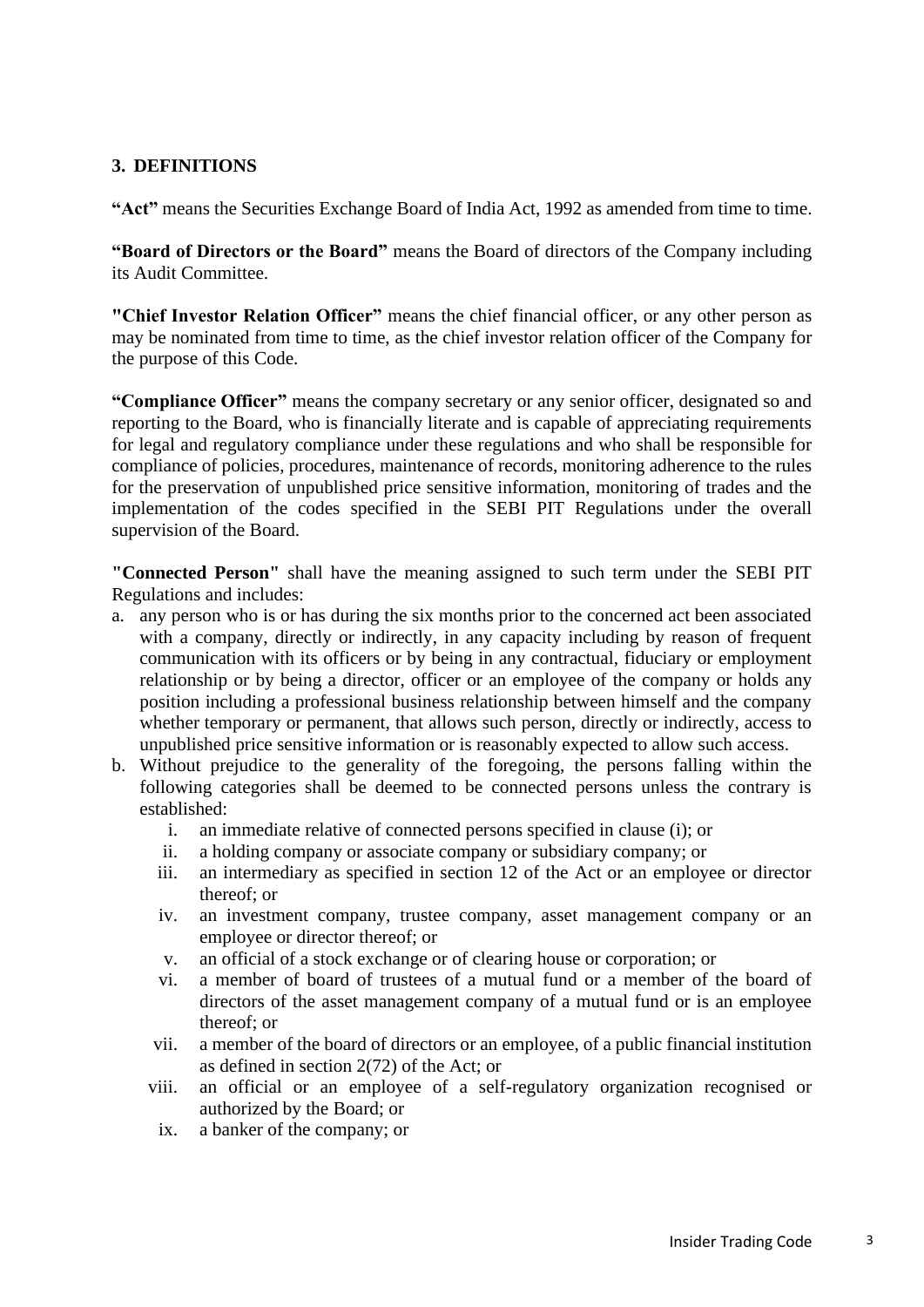## 3. DEFINITIONS

**"Act"** means the Securities Exchange Board of India Act, 1992 as amended from time to time.

**"Board of Directors or the Board"** means the Board of directors of the Company including its Audit Committee.

**"Chief Investor Relation Officer"** means the chief financial officer, or any other person as may be nominated from time to time, as the chief investor relation officer of the Company for the purpose of this Code.

**"Compliance Officer"** means the company secretary or any senior officer, designated so and reporting to the Board, who is financially literate and is capable of appreciating requirements for legal and regulatory compliance under these regulations and who shall be responsible for compliance of policies, procedures, maintenance of records, monitoring adherence to the rules for the preservation of unpublished price sensitive information, monitoring of trades and the implementation of the codes specified in the SEBI PIT Regulations under the overall supervision of the Board.

**"Connected Person"** shall have the meaning assigned to such term under the SEBI PIT Regulations and includes:

a. any person who is or has during the six months prior to the concerned act been associated with a company, directly or indirectly, in any capacity including by reason of frequent communication with its officers or by being in any contractual, fiduciary or employment relationship or by being a director, officer or an employee of the company or holds any position including a professional business relationship between himself and the company whether temporary or permanent, that allows such person, directly or indirectly, access to unpublished price sensitive information or is reasonably expected to allow such access.
b. Without prejudice to the generality of the foregoing, the persons falling within the following categories shall be deemed to be connected persons unless the contrary is established:
    i. an immediate relative of connected persons specified in clause (i); or
    ii. a holding company or associate company or subsidiary company; or
    iii. an intermediary as specified in section 12 of the Act or an employee or director thereof; or
    iv. an investment company, trustee company, asset management company or an employee or director thereof; or
    v. an official of a stock exchange or of clearing house or corporation; or
    vi. a member of board of trustees of a mutual fund or a member of the board of directors of the asset management company of a mutual fund or is an employee thereof; or
    vii. a member of the board of directors or an employee, of a public financial institution as defined in section 2(72) of the Act; or
    viii. an official or an employee of a self-regulatory organization recognised or authorized by the Board; or
    ix. a banker of the company; or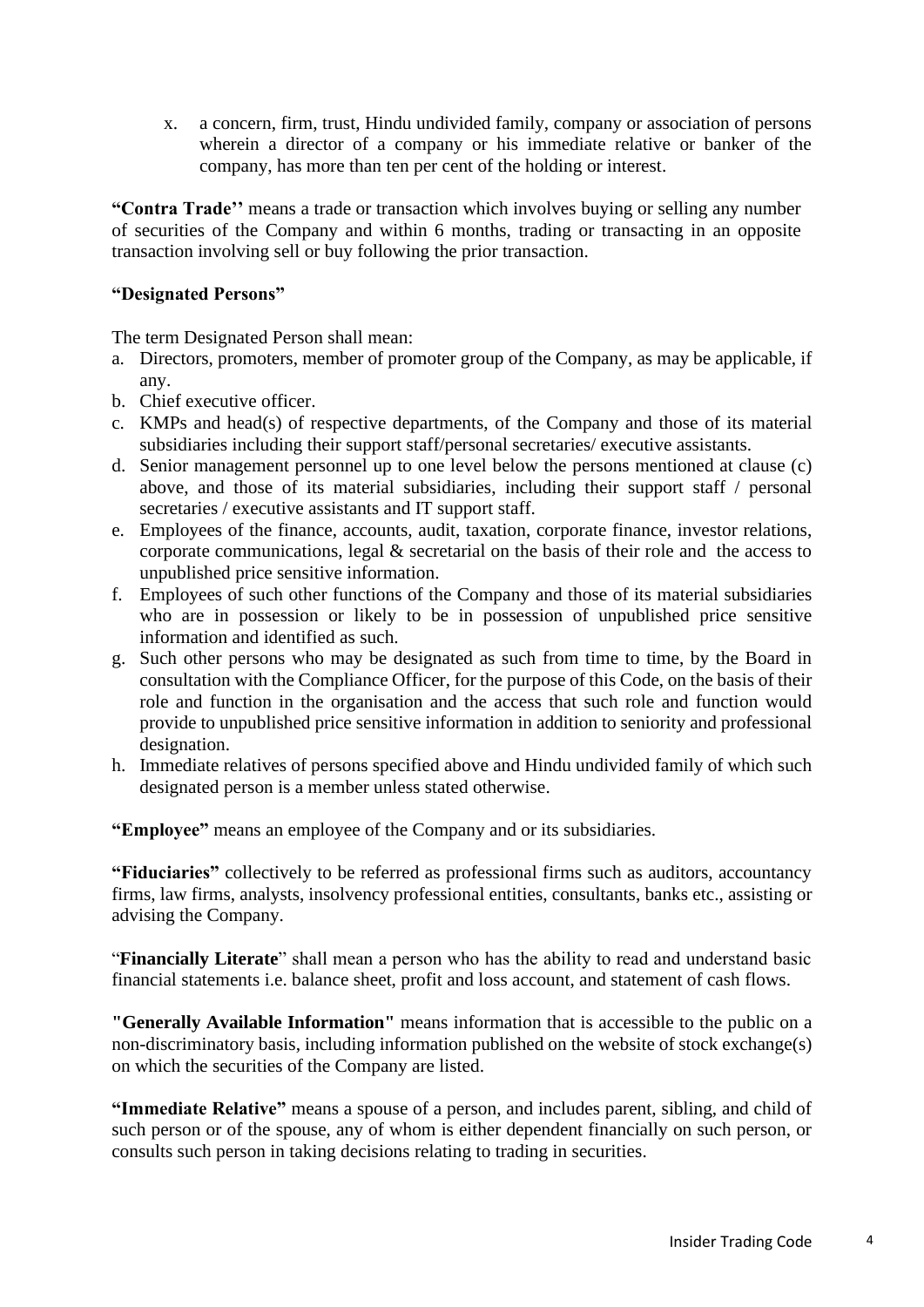x. a concern, firm, trust, Hindu undivided family, company or association of persons wherein a director of a company or his immediate relative or banker of the company, has more than ten per cent of the holding or interest.

**"Contra Trade''** means a trade or transaction which involves buying or selling any number of securities of the Company and within 6 months, trading or transacting in an opposite transaction involving sell or buy following the prior transaction.

**"Designated Persons"**

The term Designated Person shall mean:

a. Directors, promoters, member of promoter group of the Company, as may be applicable, if any.
b. Chief executive officer.
c. KMPs and head(s) of respective departments, of the Company and those of its material subsidiaries including their support staff/personal secretaries/ executive assistants.
d. Senior management personnel up to one level below the persons mentioned at clause (c) above, and those of its material subsidiaries, including their support staff / personal secretaries / executive assistants and IT support staff.
e. Employees of the finance, accounts, audit, taxation, corporate finance, investor relations, corporate communications, legal & secretarial on the basis of their role and the access to unpublished price sensitive information.
f. Employees of such other functions of the Company and those of its material subsidiaries who are in possession or likely to be in possession of unpublished price sensitive information and identified as such.
g. Such other persons who may be designated as such from time to time, by the Board in consultation with the Compliance Officer, for the purpose of this Code, on the basis of their role and function in the organisation and the access that such role and function would provide to unpublished price sensitive information in addition to seniority and professional designation.
h. Immediate relatives of persons specified above and Hindu undivided family of which such designated person is a member unless stated otherwise.

**"Employee"** means an employee of the Company and or its subsidiaries.

**"Fiduciaries"** collectively to be referred as professional firms such as auditors, accountancy firms, law firms, analysts, insolvency professional entities, consultants, banks etc., assisting or advising the Company.

"**Financially Literate**" shall mean a person who has the ability to read and understand basic financial statements i.e. balance sheet, profit and loss account, and statement of cash flows.

**"Generally Available Information"** means information that is accessible to the public on a non-discriminatory basis, including information published on the website of stock exchange(s) on which the securities of the Company are listed.

**"Immediate Relative"** means a spouse of a person, and includes parent, sibling, and child of such person or of the spouse, any of whom is either dependent financially on such person, or consults such person in taking decisions relating to trading in securities.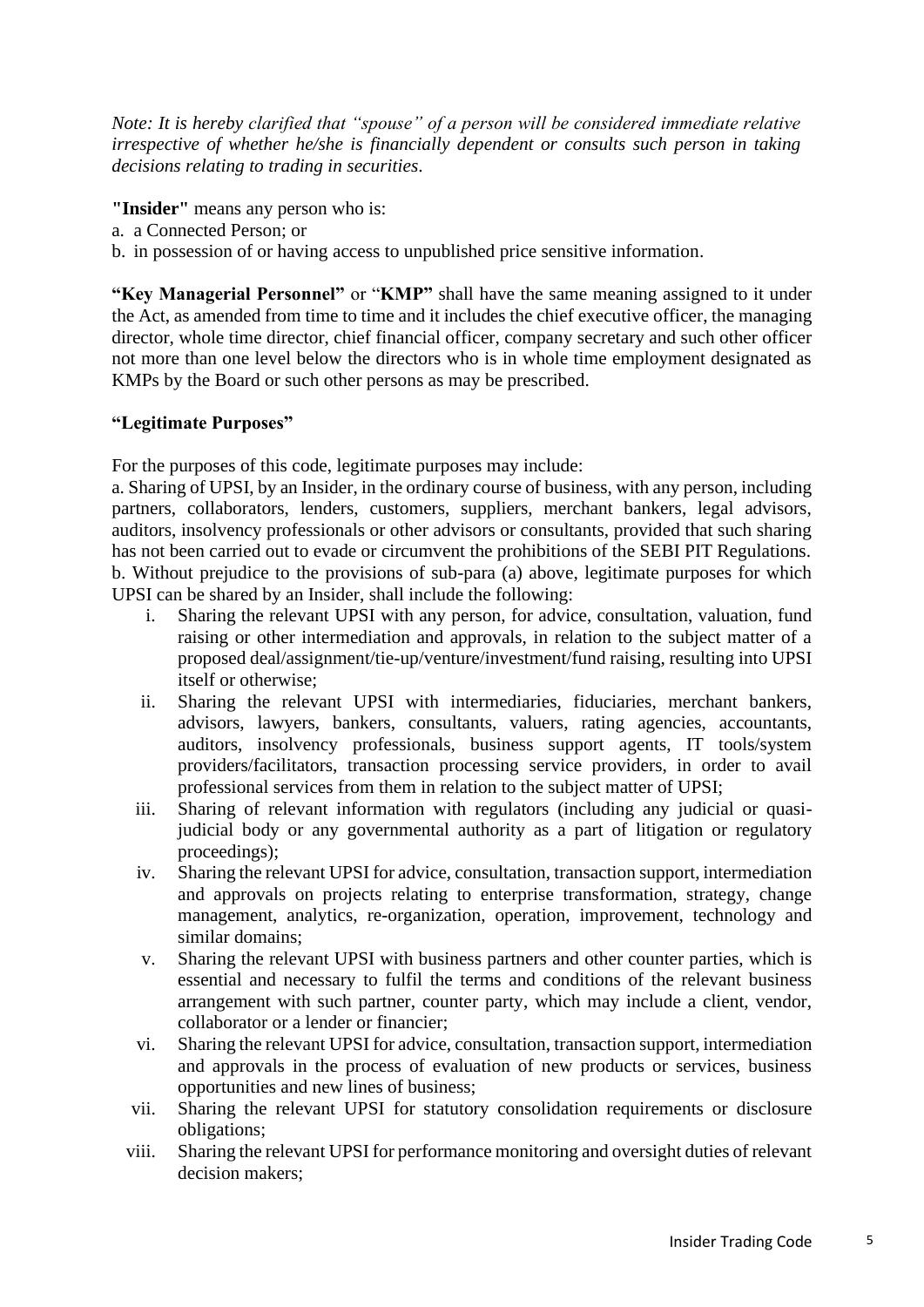*Note: It is hereby clarified that "spouse" of a person will be considered immediate relative irrespective of whether he/she is financially dependent or consults such person in taking decisions relating to trading in securities.*

**"Insider"** means any person who is:

a. a Connected Person; or

b. in possession of or having access to unpublished price sensitive information.

**"Key Managerial Personnel"** or "**KMP"** shall have the same meaning assigned to it under the Act, as amended from time to time and it includes the chief executive officer, the managing director, whole time director, chief financial officer, company secretary and such other officer not more than one level below the directors who is in whole time employment designated as KMPs by the Board or such other persons as may be prescribed.

**"Legitimate Purposes"**

For the purposes of this code, legitimate purposes may include:

a. Sharing of UPSI, by an Insider, in the ordinary course of business, with any person, including partners, collaborators, lenders, customers, suppliers, merchant bankers, legal advisors, auditors, insolvency professionals or other advisors or consultants, provided that such sharing has not been carried out to evade or circumvent the prohibitions of the SEBI PIT Regulations.

b. Without prejudice to the provisions of sub-para (a) above, legitimate purposes for which UPSI can be shared by an Insider, shall include the following:

i. Sharing the relevant UPSI with any person, for advice, consultation, valuation, fund raising or other intermediation and approvals, in relation to the subject matter of a proposed deal/assignment/tie-up/venture/investment/fund raising, resulting into UPSI itself or otherwise;

ii. Sharing the relevant UPSI with intermediaries, fiduciaries, merchant bankers, advisors, lawyers, bankers, consultants, valuers, rating agencies, accountants, auditors, insolvency professionals, business support agents, IT tools/system providers/facilitators, transaction processing service providers, in order to avail professional services from them in relation to the subject matter of UPSI;

iii. Sharing of relevant information with regulators (including any judicial or quasi-judicial body or any governmental authority as a part of litigation or regulatory proceedings);

iv. Sharing the relevant UPSI for advice, consultation, transaction support, intermediation and approvals on projects relating to enterprise transformation, strategy, change management, analytics, re-organization, operation, improvement, technology and similar domains;

v. Sharing the relevant UPSI with business partners and other counter parties, which is essential and necessary to fulfil the terms and conditions of the relevant business arrangement with such partner, counter party, which may include a client, vendor, collaborator or a lender or financier;

vi. Sharing the relevant UPSI for advice, consultation, transaction support, intermediation and approvals in the process of evaluation of new products or services, business opportunities and new lines of business;

vii. Sharing the relevant UPSI for statutory consolidation requirements or disclosure obligations;

viii. Sharing the relevant UPSI for performance monitoring and oversight duties of relevant decision makers;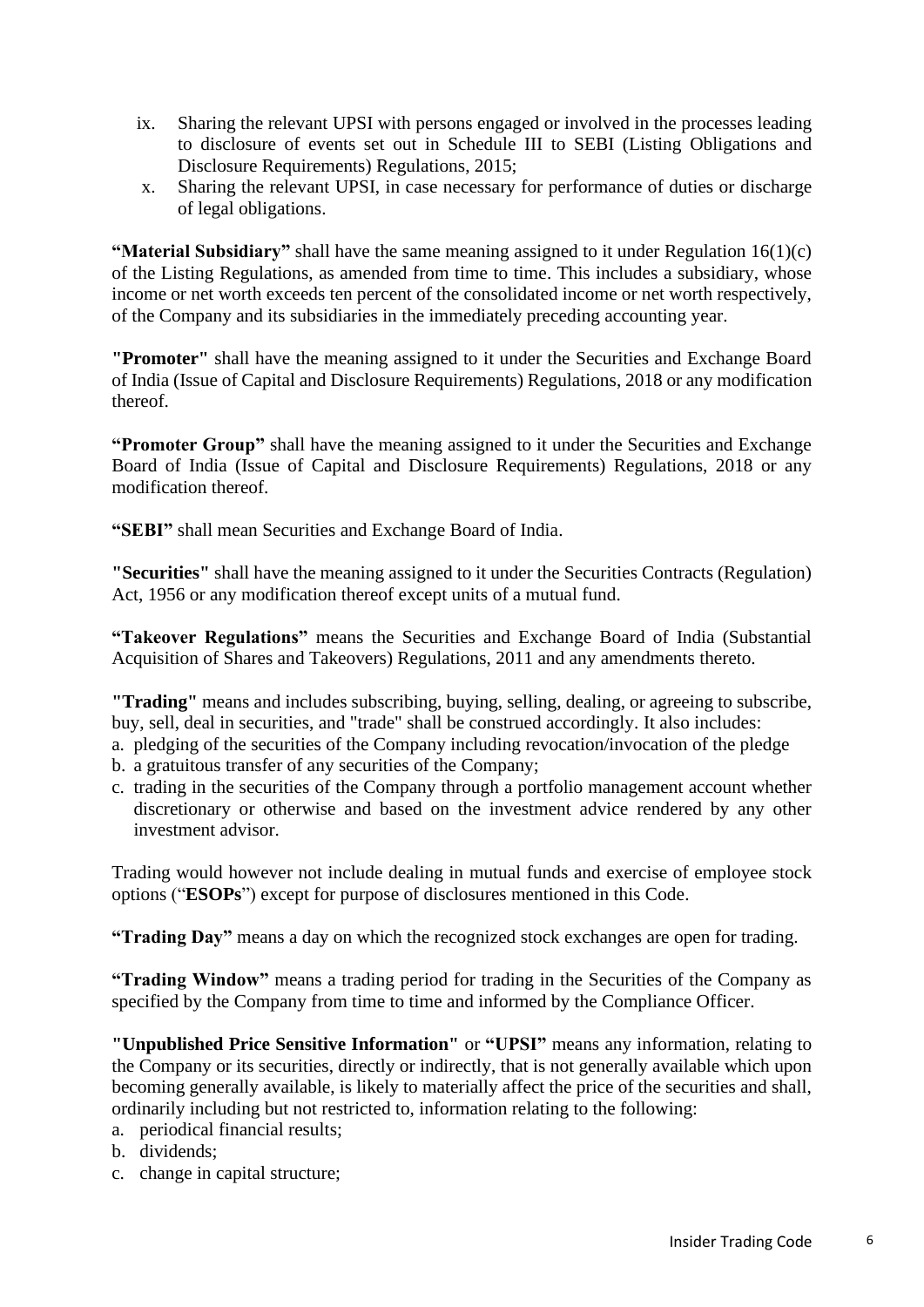ix. Sharing the relevant UPSI with persons engaged or involved in the processes leading to disclosure of events set out in Schedule III to SEBI (Listing Obligations and Disclosure Requirements) Regulations, 2015;

x. Sharing the relevant UPSI, in case necessary for performance of duties or discharge of legal obligations.

**"Material Subsidiary"** shall have the same meaning assigned to it under Regulation 16(1)(c) of the Listing Regulations, as amended from time to time. This includes a subsidiary, whose income or net worth exceeds ten percent of the consolidated income or net worth respectively, of the Company and its subsidiaries in the immediately preceding accounting year.

**"Promoter"** shall have the meaning assigned to it under the Securities and Exchange Board of India (Issue of Capital and Disclosure Requirements) Regulations, 2018 or any modification thereof.

**"Promoter Group"** shall have the meaning assigned to it under the Securities and Exchange Board of India (Issue of Capital and Disclosure Requirements) Regulations, 2018 or any modification thereof.

**"SEBI"** shall mean Securities and Exchange Board of India.

**"Securities"** shall have the meaning assigned to it under the Securities Contracts (Regulation) Act, 1956 or any modification thereof except units of a mutual fund.

**"Takeover Regulations"** means the Securities and Exchange Board of India (Substantial Acquisition of Shares and Takeovers) Regulations, 2011 and any amendments thereto.

**"Trading"** means and includes subscribing, buying, selling, dealing, or agreeing to subscribe, buy, sell, deal in securities, and "trade" shall be construed accordingly. It also includes:

a. pledging of the securities of the Company including revocation/invocation of the pledge
b. a gratuitous transfer of any securities of the Company;
c. trading in the securities of the Company through a portfolio management account whether discretionary or otherwise and based on the investment advice rendered by any other investment advisor.

Trading would however not include dealing in mutual funds and exercise of employee stock options ("**ESOPs**") except for purpose of disclosures mentioned in this Code.

**"Trading Day"** means a day on which the recognized stock exchanges are open for trading.

**"Trading Window"** means a trading period for trading in the Securities of the Company as specified by the Company from time to time and informed by the Compliance Officer.

**"Unpublished Price Sensitive Information"** or **"UPSI"** means any information, relating to the Company or its securities, directly or indirectly, that is not generally available which upon becoming generally available, is likely to materially affect the price of the securities and shall, ordinarily including but not restricted to, information relating to the following:

a. periodical financial results;
b. dividends;
c. change in capital structure;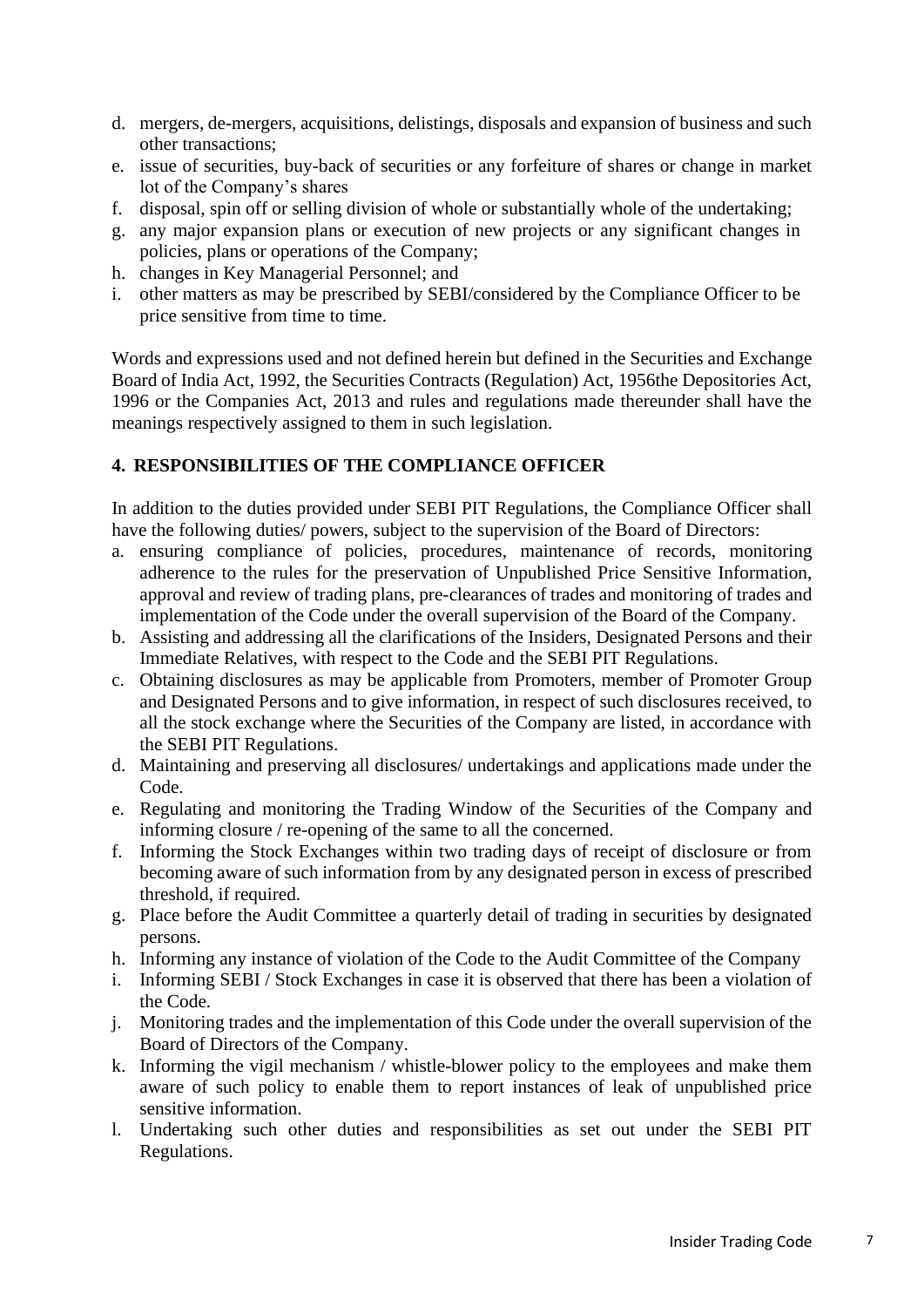d. mergers, de-mergers, acquisitions, delistings, disposals and expansion of business and such other transactions;
e. issue of securities, buy-back of securities or any forfeiture of shares or change in market lot of the Company's shares
f. disposal, spin off or selling division of whole or substantially whole of the undertaking;
g. any major expansion plans or execution of new projects or any significant changes in policies, plans or operations of the Company;
h. changes in Key Managerial Personnel; and
i. other matters as may be prescribed by SEBI/considered by the Compliance Officer to be price sensitive from time to time.

Words and expressions used and not defined herein but defined in the Securities and Exchange Board of India Act, 1992, the Securities Contracts (Regulation) Act, 1956the Depositories Act, 1996 or the Companies Act, 2013 and rules and regulations made thereunder shall have the meanings respectively assigned to them in such legislation.

## 4. RESPONSIBILITIES OF THE COMPLIANCE OFFICER

In addition to the duties provided under SEBI PIT Regulations, the Compliance Officer shall have the following duties/ powers, subject to the supervision of the Board of Directors:

a. ensuring compliance of policies, procedures, maintenance of records, monitoring adherence to the rules for the preservation of Unpublished Price Sensitive Information, approval and review of trading plans, pre-clearances of trades and monitoring of trades and implementation of the Code under the overall supervision of the Board of the Company.
b. Assisting and addressing all the clarifications of the Insiders, Designated Persons and their Immediate Relatives, with respect to the Code and the SEBI PIT Regulations.
c. Obtaining disclosures as may be applicable from Promoters, member of Promoter Group and Designated Persons and to give information, in respect of such disclosures received, to all the stock exchange where the Securities of the Company are listed, in accordance with the SEBI PIT Regulations.
d. Maintaining and preserving all disclosures/ undertakings and applications made under the Code.
e. Regulating and monitoring the Trading Window of the Securities of the Company and informing closure / re-opening of the same to all the concerned.
f. Informing the Stock Exchanges within two trading days of receipt of disclosure or from becoming aware of such information from by any designated person in excess of prescribed threshold, if required.
g. Place before the Audit Committee a quarterly detail of trading in securities by designated persons.
h. Informing any instance of violation of the Code to the Audit Committee of the Company
i. Informing SEBI / Stock Exchanges in case it is observed that there has been a violation of the Code.
j. Monitoring trades and the implementation of this Code under the overall supervision of the Board of Directors of the Company.
k. Informing the vigil mechanism / whistle-blower policy to the employees and make them aware of such policy to enable them to report instances of leak of unpublished price sensitive information.
l. Undertaking such other duties and responsibilities as set out under the SEBI PIT Regulations.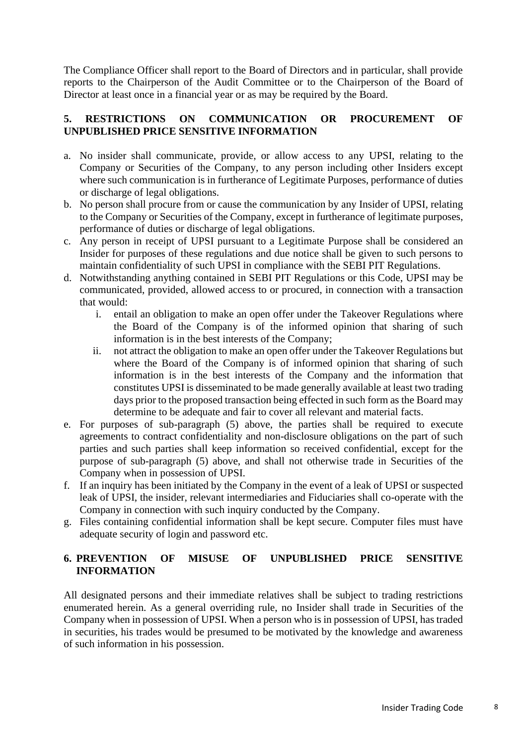The Compliance Officer shall report to the Board of Directors and in particular, shall provide reports to the Chairperson of the Audit Committee or to the Chairperson of the Board of Director at least once in a financial year or as may be required by the Board.

## 5. RESTRICTIONS ON COMMUNICATION OR PROCUREMENT OF UNPUBLISHED PRICE SENSITIVE INFORMATION

a. No insider shall communicate, provide, or allow access to any UPSI, relating to the Company or Securities of the Company, to any person including other Insiders except where such communication is in furtherance of Legitimate Purposes, performance of duties or discharge of legal obligations.
b. No person shall procure from or cause the communication by any Insider of UPSI, relating to the Company or Securities of the Company, except in furtherance of legitimate purposes, performance of duties or discharge of legal obligations.
c. Any person in receipt of UPSI pursuant to a Legitimate Purpose shall be considered an Insider for purposes of these regulations and due notice shall be given to such persons to maintain confidentiality of such UPSI in compliance with the SEBI PIT Regulations.
d. Notwithstanding anything contained in SEBI PIT Regulations or this Code, UPSI may be communicated, provided, allowed access to or procured, in connection with a transaction that would:
    i. entail an obligation to make an open offer under the Takeover Regulations where the Board of the Company is of the informed opinion that sharing of such information is in the best interests of the Company;
    ii. not attract the obligation to make an open offer under the Takeover Regulations but where the Board of the Company is of informed opinion that sharing of such information is in the best interests of the Company and the information that constitutes UPSI is disseminated to be made generally available at least two trading days prior to the proposed transaction being effected in such form as the Board may determine to be adequate and fair to cover all relevant and material facts.
e. For purposes of sub-paragraph (5) above, the parties shall be required to execute agreements to contract confidentiality and non-disclosure obligations on the part of such parties and such parties shall keep information so received confidential, except for the purpose of sub-paragraph (5) above, and shall not otherwise trade in Securities of the Company when in possession of UPSI.
f. If an inquiry has been initiated by the Company in the event of a leak of UPSI or suspected leak of UPSI, the insider, relevant intermediaries and Fiduciaries shall co-operate with the Company in connection with such inquiry conducted by the Company.
g. Files containing confidential information shall be kept secure. Computer files must have adequate security of login and password etc.

## 6. PREVENTION OF MISUSE OF UNPUBLISHED PRICE SENSITIVE INFORMATION

All designated persons and their immediate relatives shall be subject to trading restrictions enumerated herein. As a general overriding rule, no Insider shall trade in Securities of the Company when in possession of UPSI. When a person who is in possession of UPSI, has traded in securities, his trades would be presumed to be motivated by the knowledge and awareness of such information in his possession.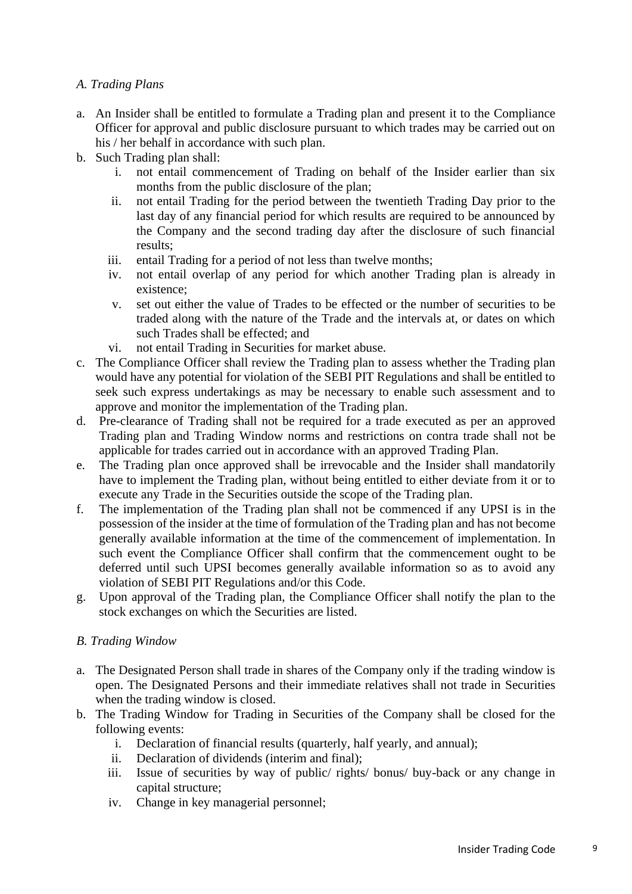*A. Trading Plans*

a. An Insider shall be entitled to formulate a Trading plan and present it to the Compliance Officer for approval and public disclosure pursuant to which trades may be carried out on his / her behalf in accordance with such plan.
b. Such Trading plan shall:
    i. not entail commencement of Trading on behalf of the Insider earlier than six months from the public disclosure of the plan;
    ii. not entail Trading for the period between the twentieth Trading Day prior to the last day of any financial period for which results are required to be announced by the Company and the second trading day after the disclosure of such financial results;
    iii. entail Trading for a period of not less than twelve months;
    iv. not entail overlap of any period for which another Trading plan is already in existence;
    v. set out either the value of Trades to be effected or the number of securities to be traded along with the nature of the Trade and the intervals at, or dates on which such Trades shall be effected; and
    vi. not entail Trading in Securities for market abuse.
c. The Compliance Officer shall review the Trading plan to assess whether the Trading plan would have any potential for violation of the SEBI PIT Regulations and shall be entitled to seek such express undertakings as may be necessary to enable such assessment and to approve and monitor the implementation of the Trading plan.
d. Pre-clearance of Trading shall not be required for a trade executed as per an approved Trading plan and Trading Window norms and restrictions on contra trade shall not be applicable for trades carried out in accordance with an approved Trading Plan.
e. The Trading plan once approved shall be irrevocable and the Insider shall mandatorily have to implement the Trading plan, without being entitled to either deviate from it or to execute any Trade in the Securities outside the scope of the Trading plan.
f. The implementation of the Trading plan shall not be commenced if any UPSI is in the possession of the insider at the time of formulation of the Trading plan and has not become generally available information at the time of the commencement of implementation. In such event the Compliance Officer shall confirm that the commencement ought to be deferred until such UPSI becomes generally available information so as to avoid any violation of SEBI PIT Regulations and/or this Code.
g. Upon approval of the Trading plan, the Compliance Officer shall notify the plan to the stock exchanges on which the Securities are listed.

*B. Trading Window*

a. The Designated Person shall trade in shares of the Company only if the trading window is open. The Designated Persons and their immediate relatives shall not trade in Securities when the trading window is closed.
b. The Trading Window for Trading in Securities of the Company shall be closed for the following events:
    i. Declaration of financial results (quarterly, half yearly, and annual);
    ii. Declaration of dividends (interim and final);
    iii. Issue of securities by way of public/ rights/ bonus/ buy-back or any change in capital structure;
    iv. Change in key managerial personnel;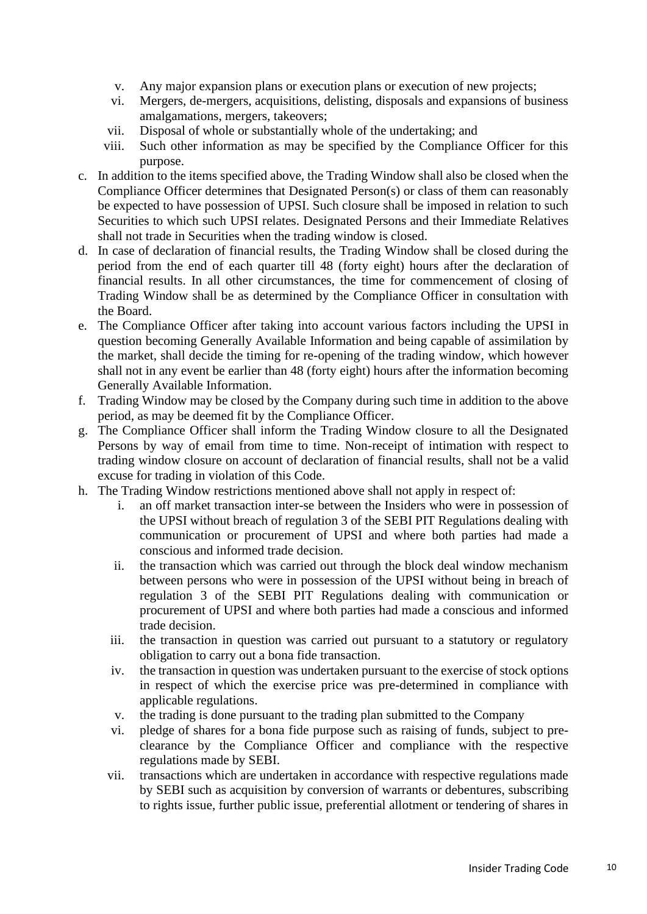v. Any major expansion plans or execution plans or execution of new projects;
vi. Mergers, de-mergers, acquisitions, delisting, disposals and expansions of business amalgamations, mergers, takeovers;
vii. Disposal of whole or substantially whole of the undertaking; and
viii. Such other information as may be specified by the Compliance Officer for this purpose.

c. In addition to the items specified above, the Trading Window shall also be closed when the Compliance Officer determines that Designated Person(s) or class of them can reasonably be expected to have possession of UPSI. Such closure shall be imposed in relation to such Securities to which such UPSI relates. Designated Persons and their Immediate Relatives shall not trade in Securities when the trading window is closed.
d. In case of declaration of financial results, the Trading Window shall be closed during the period from the end of each quarter till 48 (forty eight) hours after the declaration of financial results. In all other circumstances, the time for commencement of closing of Trading Window shall be as determined by the Compliance Officer in consultation with the Board.
e. The Compliance Officer after taking into account various factors including the UPSI in question becoming Generally Available Information and being capable of assimilation by the market, shall decide the timing for re-opening of the trading window, which however shall not in any event be earlier than 48 (forty eight) hours after the information becoming Generally Available Information.
f. Trading Window may be closed by the Company during such time in addition to the above period, as may be deemed fit by the Compliance Officer.
g. The Compliance Officer shall inform the Trading Window closure to all the Designated Persons by way of email from time to time. Non-receipt of intimation with respect to trading window closure on account of declaration of financial results, shall not be a valid excuse for trading in violation of this Code.
h. The Trading Window restrictions mentioned above shall not apply in respect of:
    i. an off market transaction inter-se between the Insiders who were in possession of the UPSI without breach of regulation 3 of the SEBI PIT Regulations dealing with communication or procurement of UPSI and where both parties had made a conscious and informed trade decision.
    ii. the transaction which was carried out through the block deal window mechanism between persons who were in possession of the UPSI without being in breach of regulation 3 of the SEBI PIT Regulations dealing with communication or procurement of UPSI and where both parties had made a conscious and informed trade decision.
    iii. the transaction in question was carried out pursuant to a statutory or regulatory obligation to carry out a bona fide transaction.
    iv. the transaction in question was undertaken pursuant to the exercise of stock options in respect of which the exercise price was pre-determined in compliance with applicable regulations.
    v. the trading is done pursuant to the trading plan submitted to the Company
    vi. pledge of shares for a bona fide purpose such as raising of funds, subject to pre-clearance by the Compliance Officer and compliance with the respective regulations made by SEBI.
    vii. transactions which are undertaken in accordance with respective regulations made by SEBI such as acquisition by conversion of warrants or debentures, subscribing to rights issue, further public issue, preferential allotment or tendering of shares in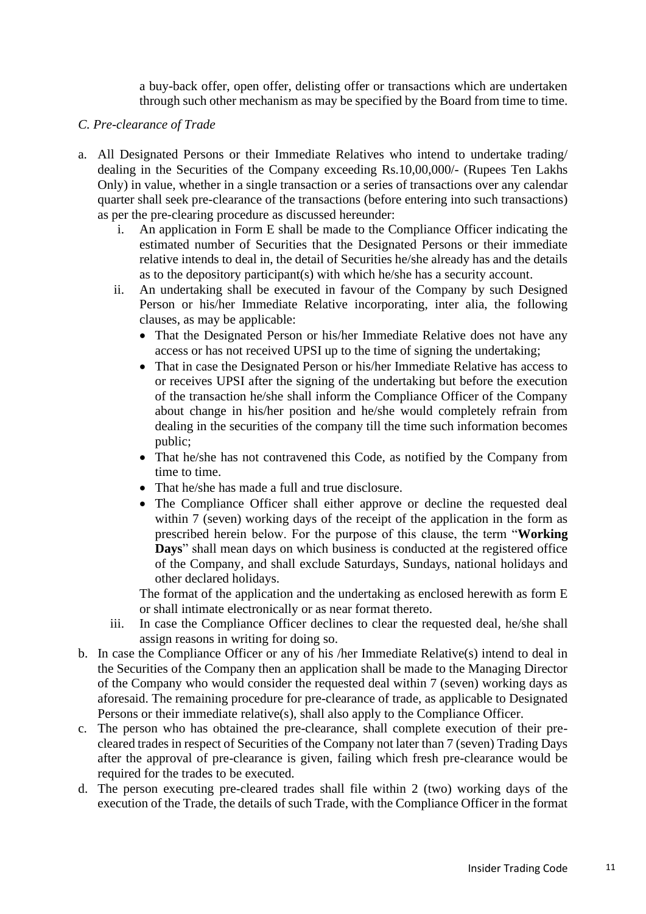a buy-back offer, open offer, delisting offer or transactions which are undertaken through such other mechanism as may be specified by the Board from time to time.

*C. Pre-clearance of Trade*

a. All Designated Persons or their Immediate Relatives who intend to undertake trading/ dealing in the Securities of the Company exceeding Rs.10,00,000/- (Rupees Ten Lakhs Only) in value, whether in a single transaction or a series of transactions over any calendar quarter shall seek pre-clearance of the transactions (before entering into such transactions) as per the pre-clearing procedure as discussed hereunder:
    i. An application in Form E shall be made to the Compliance Officer indicating the estimated number of Securities that the Designated Persons or their immediate relative intends to deal in, the detail of Securities he/she already has and the details as to the depository participant(s) with which he/she has a security account.
    ii. An undertaking shall be executed in favour of the Company by such Designed Person or his/her Immediate Relative incorporating, inter alia, the following clauses, as may be applicable:
        - That the Designated Person or his/her Immediate Relative does not have any access or has not received UPSI up to the time of signing the undertaking;
        - That in case the Designated Person or his/her Immediate Relative has access to or receives UPSI after the signing of the undertaking but before the execution of the transaction he/she shall inform the Compliance Officer of the Company about change in his/her position and he/she would completely refrain from dealing in the securities of the company till the time such information becomes public;
        - That he/she has not contravened this Code, as notified by the Company from time to time.
        - That he/she has made a full and true disclosure.
        - The Compliance Officer shall either approve or decline the requested deal within 7 (seven) working days of the receipt of the application in the form as prescribed herein below. For the purpose of this clause, the term "**Working Days**" shall mean days on which business is conducted at the registered office of the Company, and shall exclude Saturdays, Sundays, national holidays and other declared holidays.

      The format of the application and the undertaking as enclosed herewith as form E or shall intimate electronically or as near format thereto.
    iii. In case the Compliance Officer declines to clear the requested deal, he/she shall assign reasons in writing for doing so.
b. In case the Compliance Officer or any of his /her Immediate Relative(s) intend to deal in the Securities of the Company then an application shall be made to the Managing Director of the Company who would consider the requested deal within 7 (seven) working days as aforesaid. The remaining procedure for pre-clearance of trade, as applicable to Designated Persons or their immediate relative(s), shall also apply to the Compliance Officer.
c. The person who has obtained the pre-clearance, shall complete execution of their pre-cleared trades in respect of Securities of the Company not later than 7 (seven) Trading Days after the approval of pre-clearance is given, failing which fresh pre-clearance would be required for the trades to be executed.
d. The person executing pre-cleared trades shall file within 2 (two) working days of the execution of the Trade, the details of such Trade, with the Compliance Officer in the format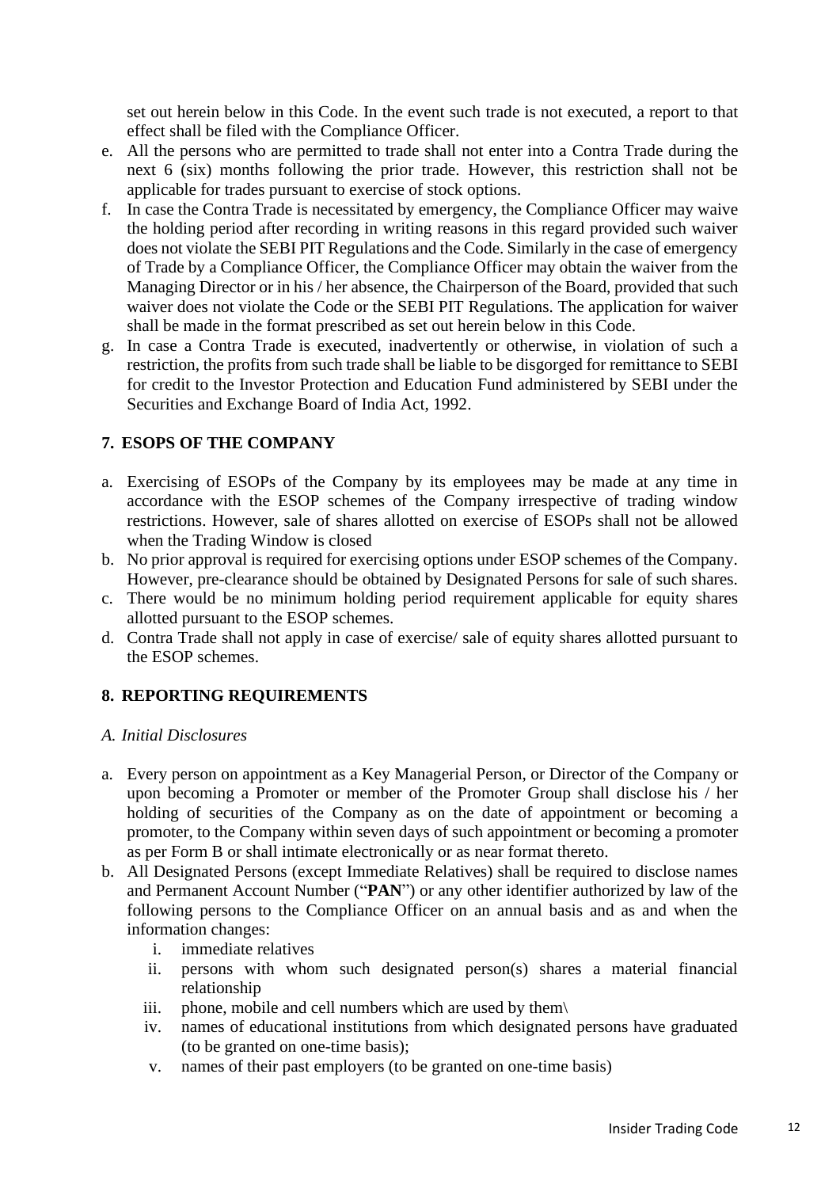set out herein below in this Code. In the event such trade is not executed, a report to that effect shall be filed with the Compliance Officer.

e. All the persons who are permitted to trade shall not enter into a Contra Trade during the next 6 (six) months following the prior trade. However, this restriction shall not be applicable for trades pursuant to exercise of stock options.
f. In case the Contra Trade is necessitated by emergency, the Compliance Officer may waive the holding period after recording in writing reasons in this regard provided such waiver does not violate the SEBI PIT Regulations and the Code. Similarly in the case of emergency of Trade by a Compliance Officer, the Compliance Officer may obtain the waiver from the Managing Director or in his / her absence, the Chairperson of the Board, provided that such waiver does not violate the Code or the SEBI PIT Regulations. The application for waiver shall be made in the format prescribed as set out herein below in this Code.
g. In case a Contra Trade is executed, inadvertently or otherwise, in violation of such a restriction, the profits from such trade shall be liable to be disgorged for remittance to SEBI for credit to the Investor Protection and Education Fund administered by SEBI under the Securities and Exchange Board of India Act, 1992.

## 7. ESOPS OF THE COMPANY

a. Exercising of ESOPs of the Company by its employees may be made at any time in accordance with the ESOP schemes of the Company irrespective of trading window restrictions. However, sale of shares allotted on exercise of ESOPs shall not be allowed when the Trading Window is closed
b. No prior approval is required for exercising options under ESOP schemes of the Company. However, pre-clearance should be obtained by Designated Persons for sale of such shares.
c. There would be no minimum holding period requirement applicable for equity shares allotted pursuant to the ESOP schemes.
d. Contra Trade shall not apply in case of exercise/ sale of equity shares allotted pursuant to the ESOP schemes.

## 8. REPORTING REQUIREMENTS

*A. Initial Disclosures*

a. Every person on appointment as a Key Managerial Person, or Director of the Company or upon becoming a Promoter or member of the Promoter Group shall disclose his / her holding of securities of the Company as on the date of appointment or becoming a promoter, to the Company within seven days of such appointment or becoming a promoter as per Form B or shall intimate electronically or as near format thereto.
b. All Designated Persons (except Immediate Relatives) shall be required to disclose names and Permanent Account Number ("**PAN**") or any other identifier authorized by law of the following persons to the Compliance Officer on an annual basis and as and when the information changes:
    i. immediate relatives
    ii. persons with whom such designated person(s) shares a material financial relationship
    iii. phone, mobile and cell numbers which are used by them\
    iv. names of educational institutions from which designated persons have graduated (to be granted on one-time basis);
    v. names of their past employers (to be granted on one-time basis)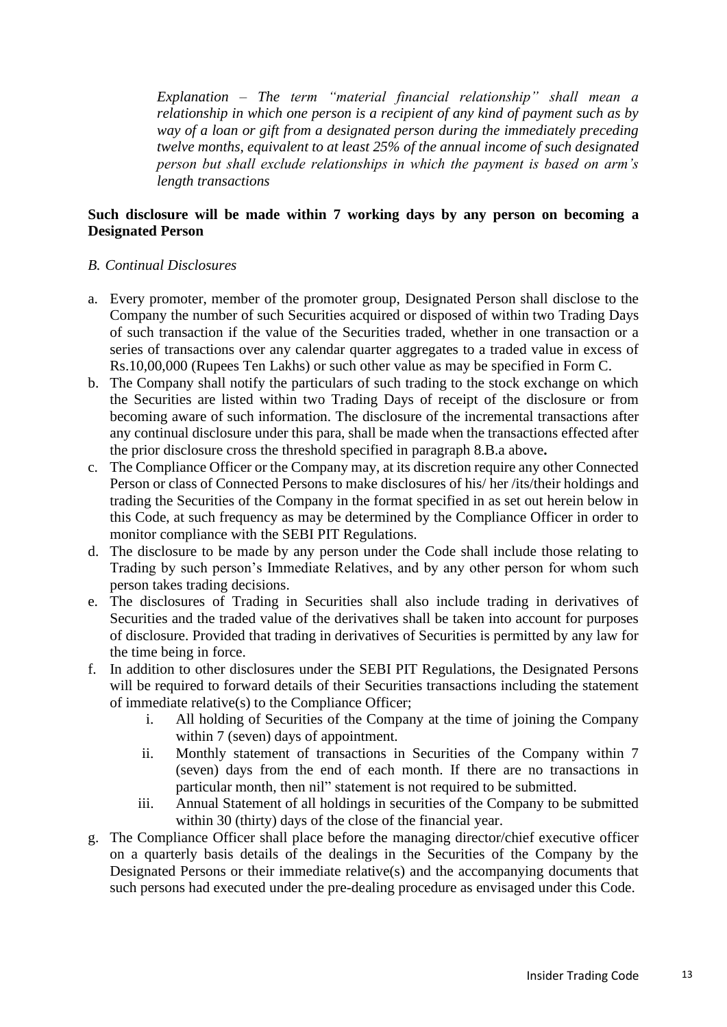*Explanation – The term "material financial relationship" shall mean a relationship in which one person is a recipient of any kind of payment such as by way of a loan or gift from a designated person during the immediately preceding twelve months, equivalent to at least 25% of the annual income of such designated person but shall exclude relationships in which the payment is based on arm's length transactions*

**Such disclosure will be made within 7 working days by any person on becoming a Designated Person**

*B. Continual Disclosures*

a. Every promoter, member of the promoter group, Designated Person shall disclose to the Company the number of such Securities acquired or disposed of within two Trading Days of such transaction if the value of the Securities traded, whether in one transaction or a series of transactions over any calendar quarter aggregates to a traded value in excess of Rs.10,00,000 (Rupees Ten Lakhs) or such other value as may be specified in Form C.
b. The Company shall notify the particulars of such trading to the stock exchange on which the Securities are listed within two Trading Days of receipt of the disclosure or from becoming aware of such information. The disclosure of the incremental transactions after any continual disclosure under this para, shall be made when the transactions effected after the prior disclosure cross the threshold specified in paragraph 8.B.a above**.**
c. The Compliance Officer or the Company may, at its discretion require any other Connected Person or class of Connected Persons to make disclosures of his/ her /its/their holdings and trading the Securities of the Company in the format specified in as set out herein below in this Code, at such frequency as may be determined by the Compliance Officer in order to monitor compliance with the SEBI PIT Regulations.
d. The disclosure to be made by any person under the Code shall include those relating to Trading by such person's Immediate Relatives, and by any other person for whom such person takes trading decisions.
e. The disclosures of Trading in Securities shall also include trading in derivatives of Securities and the traded value of the derivatives shall be taken into account for purposes of disclosure. Provided that trading in derivatives of Securities is permitted by any law for the time being in force.
f. In addition to other disclosures under the SEBI PIT Regulations, the Designated Persons will be required to forward details of their Securities transactions including the statement of immediate relative(s) to the Compliance Officer;
    i. All holding of Securities of the Company at the time of joining the Company within 7 (seven) days of appointment.
    ii. Monthly statement of transactions in Securities of the Company within 7 (seven) days from the end of each month. If there are no transactions in particular month, then nil" statement is not required to be submitted.
    iii. Annual Statement of all holdings in securities of the Company to be submitted within 30 (thirty) days of the close of the financial year.
g. The Compliance Officer shall place before the managing director/chief executive officer on a quarterly basis details of the dealings in the Securities of the Company by the Designated Persons or their immediate relative(s) and the accompanying documents that such persons had executed under the pre-dealing procedure as envisaged under this Code.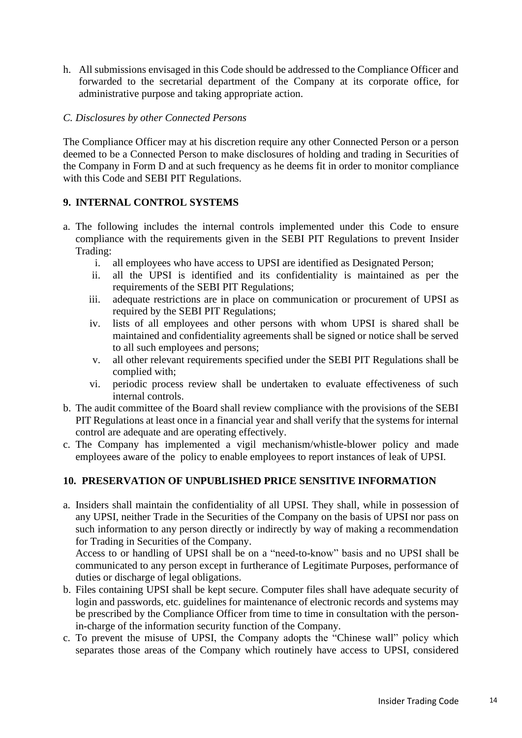h. All submissions envisaged in this Code should be addressed to the Compliance Officer and forwarded to the secretarial department of the Company at its corporate office, for administrative purpose and taking appropriate action.

*C. Disclosures by other Connected Persons*

The Compliance Officer may at his discretion require any other Connected Person or a person deemed to be a Connected Person to make disclosures of holding and trading in Securities of the Company in Form D and at such frequency as he deems fit in order to monitor compliance with this Code and SEBI PIT Regulations.

## 9. INTERNAL CONTROL SYSTEMS

a. The following includes the internal controls implemented under this Code to ensure compliance with the requirements given in the SEBI PIT Regulations to prevent Insider Trading:
   i. all employees who have access to UPSI are identified as Designated Person;
   ii. all the UPSI is identified and its confidentiality is maintained as per the requirements of the SEBI PIT Regulations;
   iii. adequate restrictions are in place on communication or procurement of UPSI as required by the SEBI PIT Regulations;
   iv. lists of all employees and other persons with whom UPSI is shared shall be maintained and confidentiality agreements shall be signed or notice shall be served to all such employees and persons;
   v. all other relevant requirements specified under the SEBI PIT Regulations shall be complied with;
   vi. periodic process review shall be undertaken to evaluate effectiveness of such internal controls.
b. The audit committee of the Board shall review compliance with the provisions of the SEBI PIT Regulations at least once in a financial year and shall verify that the systems for internal control are adequate and are operating effectively.
c. The Company has implemented a vigil mechanism/whistle-blower policy and made employees aware of the policy to enable employees to report instances of leak of UPSI.

## 10. PRESERVATION OF UNPUBLISHED PRICE SENSITIVE INFORMATION

a. Insiders shall maintain the confidentiality of all UPSI. They shall, while in possession of any UPSI, neither Trade in the Securities of the Company on the basis of UPSI nor pass on such information to any person directly or indirectly by way of making a recommendation for Trading in Securities of the Company.
   Access to or handling of UPSI shall be on a "need-to-know" basis and no UPSI shall be communicated to any person except in furtherance of Legitimate Purposes, performance of duties or discharge of legal obligations.
b. Files containing UPSI shall be kept secure. Computer files shall have adequate security of login and passwords, etc. guidelines for maintenance of electronic records and systems may be prescribed by the Compliance Officer from time to time in consultation with the person-in-charge of the information security function of the Company.
c. To prevent the misuse of UPSI, the Company adopts the "Chinese wall" policy which separates those areas of the Company which routinely have access to UPSI, considered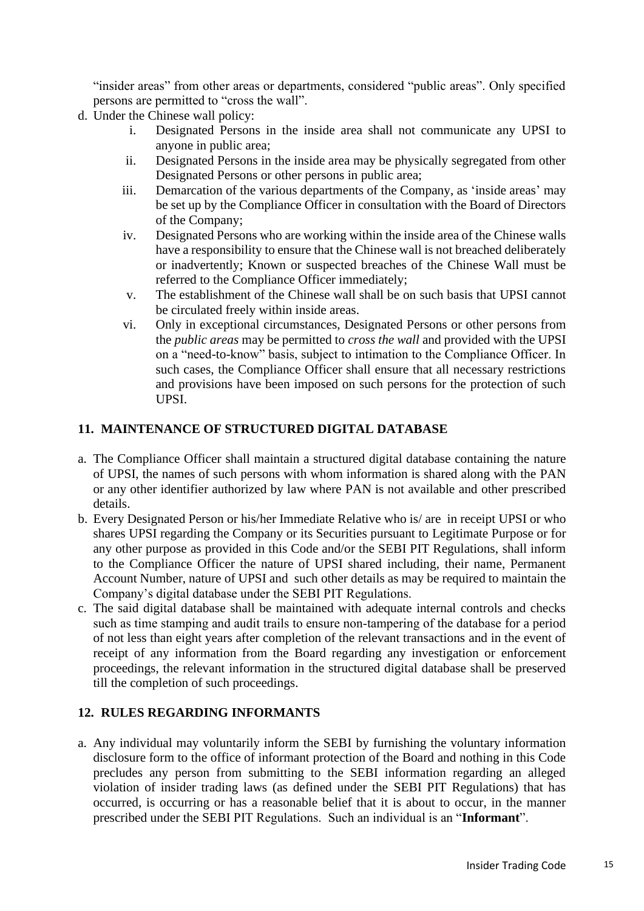"insider areas" from other areas or departments, considered "public areas". Only specified persons are permitted to "cross the wall".

d. Under the Chinese wall policy:
   i. Designated Persons in the inside area shall not communicate any UPSI to anyone in public area;
   ii. Designated Persons in the inside area may be physically segregated from other Designated Persons or other persons in public area;
   iii. Demarcation of the various departments of the Company, as 'inside areas' may be set up by the Compliance Officer in consultation with the Board of Directors of the Company;
   iv. Designated Persons who are working within the inside area of the Chinese walls have a responsibility to ensure that the Chinese wall is not breached deliberately or inadvertently; Known or suspected breaches of the Chinese Wall must be referred to the Compliance Officer immediately;
   v. The establishment of the Chinese wall shall be on such basis that UPSI cannot be circulated freely within inside areas.
   vi. Only in exceptional circumstances, Designated Persons or other persons from the *public areas* may be permitted to *cross the wall* and provided with the UPSI on a "need-to-know" basis, subject to intimation to the Compliance Officer. In such cases, the Compliance Officer shall ensure that all necessary restrictions and provisions have been imposed on such persons for the protection of such UPSI.

## 11. MAINTENANCE OF STRUCTURED DIGITAL DATABASE

a. The Compliance Officer shall maintain a structured digital database containing the nature of UPSI, the names of such persons with whom information is shared along with the PAN or any other identifier authorized by law where PAN is not available and other prescribed details.

b. Every Designated Person or his/her Immediate Relative who is/ are in receipt UPSI or who shares UPSI regarding the Company or its Securities pursuant to Legitimate Purpose or for any other purpose as provided in this Code and/or the SEBI PIT Regulations, shall inform to the Compliance Officer the nature of UPSI shared including, their name, Permanent Account Number, nature of UPSI and such other details as may be required to maintain the Company's digital database under the SEBI PIT Regulations.

c. The said digital database shall be maintained with adequate internal controls and checks such as time stamping and audit trails to ensure non-tampering of the database for a period of not less than eight years after completion of the relevant transactions and in the event of receipt of any information from the Board regarding any investigation or enforcement proceedings, the relevant information in the structured digital database shall be preserved till the completion of such proceedings.

## 12. RULES REGARDING INFORMANTS

a. Any individual may voluntarily inform the SEBI by furnishing the voluntary information disclosure form to the office of informant protection of the Board and nothing in this Code precludes any person from submitting to the SEBI information regarding an alleged violation of insider trading laws (as defined under the SEBI PIT Regulations) that has occurred, is occurring or has a reasonable belief that it is about to occur, in the manner prescribed under the SEBI PIT Regulations. Such an individual is an "**Informant**".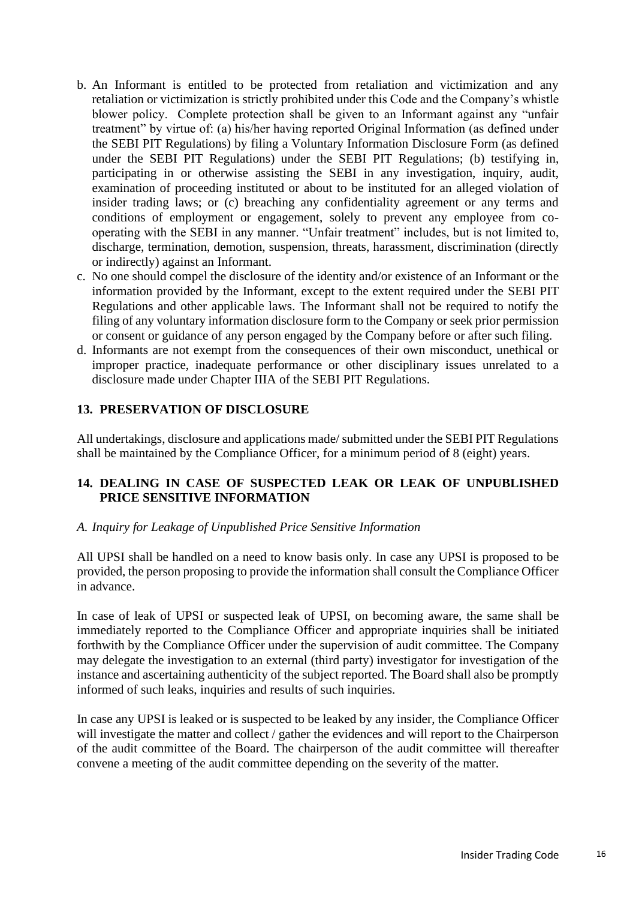b. An Informant is entitled to be protected from retaliation and victimization and any retaliation or victimization is strictly prohibited under this Code and the Company's whistle blower policy. Complete protection shall be given to an Informant against any "unfair treatment" by virtue of: (a) his/her having reported Original Information (as defined under the SEBI PIT Regulations) by filing a Voluntary Information Disclosure Form (as defined under the SEBI PIT Regulations) under the SEBI PIT Regulations; (b) testifying in, participating in or otherwise assisting the SEBI in any investigation, inquiry, audit, examination of proceeding instituted or about to be instituted for an alleged violation of insider trading laws; or (c) breaching any confidentiality agreement or any terms and conditions of employment or engagement, solely to prevent any employee from co-operating with the SEBI in any manner. "Unfair treatment" includes, but is not limited to, discharge, termination, demotion, suspension, threats, harassment, discrimination (directly or indirectly) against an Informant.

c. No one should compel the disclosure of the identity and/or existence of an Informant or the information provided by the Informant, except to the extent required under the SEBI PIT Regulations and other applicable laws. The Informant shall not be required to notify the filing of any voluntary information disclosure form to the Company or seek prior permission or consent or guidance of any person engaged by the Company before or after such filing.

d. Informants are not exempt from the consequences of their own misconduct, unethical or improper practice, inadequate performance or other disciplinary issues unrelated to a disclosure made under Chapter IIIA of the SEBI PIT Regulations.

## 13. PRESERVATION OF DISCLOSURE

All undertakings, disclosure and applications made/ submitted under the SEBI PIT Regulations shall be maintained by the Compliance Officer, for a minimum period of 8 (eight) years.

## 14. DEALING IN CASE OF SUSPECTED LEAK OR LEAK OF UNPUBLISHED PRICE SENSITIVE INFORMATION

*A. Inquiry for Leakage of Unpublished Price Sensitive Information*

All UPSI shall be handled on a need to know basis only. In case any UPSI is proposed to be provided, the person proposing to provide the information shall consult the Compliance Officer in advance.

In case of leak of UPSI or suspected leak of UPSI, on becoming aware, the same shall be immediately reported to the Compliance Officer and appropriate inquiries shall be initiated forthwith by the Compliance Officer under the supervision of audit committee. The Company may delegate the investigation to an external (third party) investigator for investigation of the instance and ascertaining authenticity of the subject reported. The Board shall also be promptly informed of such leaks, inquiries and results of such inquiries.

In case any UPSI is leaked or is suspected to be leaked by any insider, the Compliance Officer will investigate the matter and collect / gather the evidences and will report to the Chairperson of the audit committee of the Board. The chairperson of the audit committee will thereafter convene a meeting of the audit committee depending on the severity of the matter.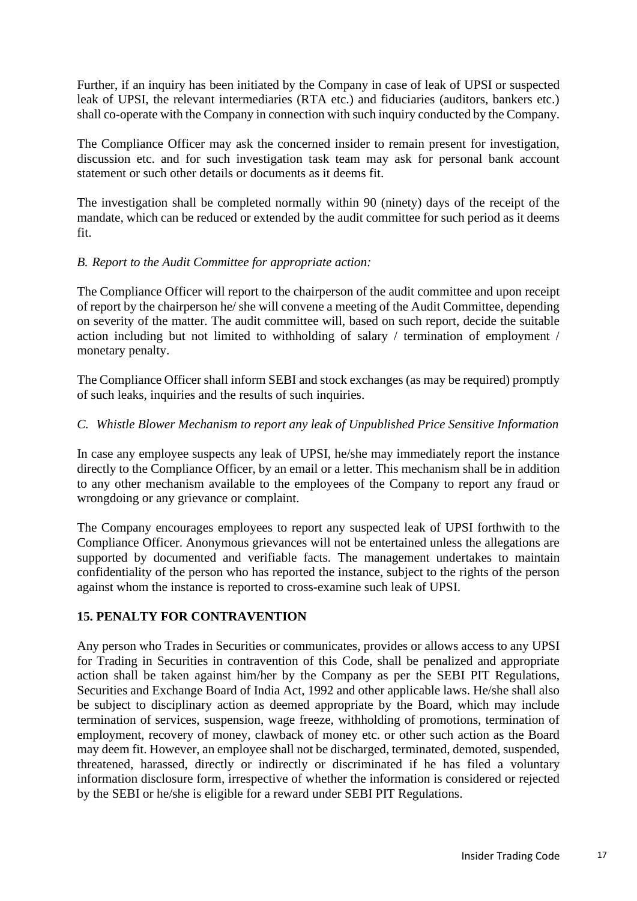Further, if an inquiry has been initiated by the Company in case of leak of UPSI or suspected leak of UPSI, the relevant intermediaries (RTA etc.) and fiduciaries (auditors, bankers etc.) shall co-operate with the Company in connection with such inquiry conducted by the Company.

The Compliance Officer may ask the concerned insider to remain present for investigation, discussion etc. and for such investigation task team may ask for personal bank account statement or such other details or documents as it deems fit.

The investigation shall be completed normally within 90 (ninety) days of the receipt of the mandate, which can be reduced or extended by the audit committee for such period as it deems fit.

*B. Report to the Audit Committee for appropriate action:*

The Compliance Officer will report to the chairperson of the audit committee and upon receipt of report by the chairperson he/ she will convene a meeting of the Audit Committee, depending on severity of the matter. The audit committee will, based on such report, decide the suitable action including but not limited to withholding of salary / termination of employment / monetary penalty.

The Compliance Officer shall inform SEBI and stock exchanges (as may be required) promptly of such leaks, inquiries and the results of such inquiries.

*C. Whistle Blower Mechanism to report any leak of Unpublished Price Sensitive Information*

In case any employee suspects any leak of UPSI, he/she may immediately report the instance directly to the Compliance Officer, by an email or a letter. This mechanism shall be in addition to any other mechanism available to the employees of the Company to report any fraud or wrongdoing or any grievance or complaint.

The Company encourages employees to report any suspected leak of UPSI forthwith to the Compliance Officer. Anonymous grievances will not be entertained unless the allegations are supported by documented and verifiable facts. The management undertakes to maintain confidentiality of the person who has reported the instance, subject to the rights of the person against whom the instance is reported to cross-examine such leak of UPSI.

## 15. PENALTY FOR CONTRAVENTION

Any person who Trades in Securities or communicates, provides or allows access to any UPSI for Trading in Securities in contravention of this Code, shall be penalized and appropriate action shall be taken against him/her by the Company as per the SEBI PIT Regulations, Securities and Exchange Board of India Act, 1992 and other applicable laws. He/she shall also be subject to disciplinary action as deemed appropriate by the Board, which may include termination of services, suspension, wage freeze, withholding of promotions, termination of employment, recovery of money, clawback of money etc. or other such action as the Board may deem fit. However, an employee shall not be discharged, terminated, demoted, suspended, threatened, harassed, directly or indirectly or discriminated if he has filed a voluntary information disclosure form, irrespective of whether the information is considered or rejected by the SEBI or he/she is eligible for a reward under SEBI PIT Regulations.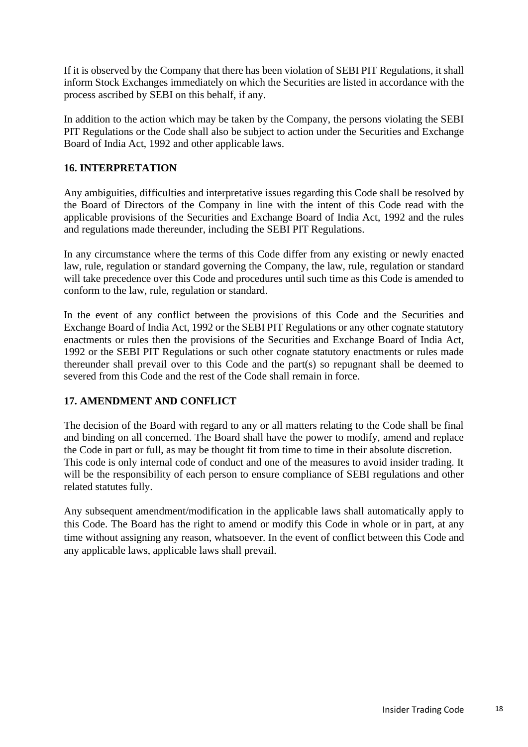If it is observed by the Company that there has been violation of SEBI PIT Regulations, it shall inform Stock Exchanges immediately on which the Securities are listed in accordance with the process ascribed by SEBI on this behalf, if any.

In addition to the action which may be taken by the Company, the persons violating the SEBI PIT Regulations or the Code shall also be subject to action under the Securities and Exchange Board of India Act, 1992 and other applicable laws.

## 16. INTERPRETATION

Any ambiguities, difficulties and interpretative issues regarding this Code shall be resolved by the Board of Directors of the Company in line with the intent of this Code read with the applicable provisions of the Securities and Exchange Board of India Act, 1992 and the rules and regulations made thereunder, including the SEBI PIT Regulations.

In any circumstance where the terms of this Code differ from any existing or newly enacted law, rule, regulation or standard governing the Company, the law, rule, regulation or standard will take precedence over this Code and procedures until such time as this Code is amended to conform to the law, rule, regulation or standard.

In the event of any conflict between the provisions of this Code and the Securities and Exchange Board of India Act, 1992 or the SEBI PIT Regulations or any other cognate statutory enactments or rules then the provisions of the Securities and Exchange Board of India Act, 1992 or the SEBI PIT Regulations or such other cognate statutory enactments or rules made thereunder shall prevail over to this Code and the part(s) so repugnant shall be deemed to severed from this Code and the rest of the Code shall remain in force.

## 17. AMENDMENT AND CONFLICT

The decision of the Board with regard to any or all matters relating to the Code shall be final and binding on all concerned. The Board shall have the power to modify, amend and replace the Code in part or full, as may be thought fit from time to time in their absolute discretion.
This code is only internal code of conduct and one of the measures to avoid insider trading. It will be the responsibility of each person to ensure compliance of SEBI regulations and other related statutes fully.

Any subsequent amendment/modification in the applicable laws shall automatically apply to this Code. The Board has the right to amend or modify this Code in whole or in part, at any time without assigning any reason, whatsoever. In the event of conflict between this Code and any applicable laws, applicable laws shall prevail.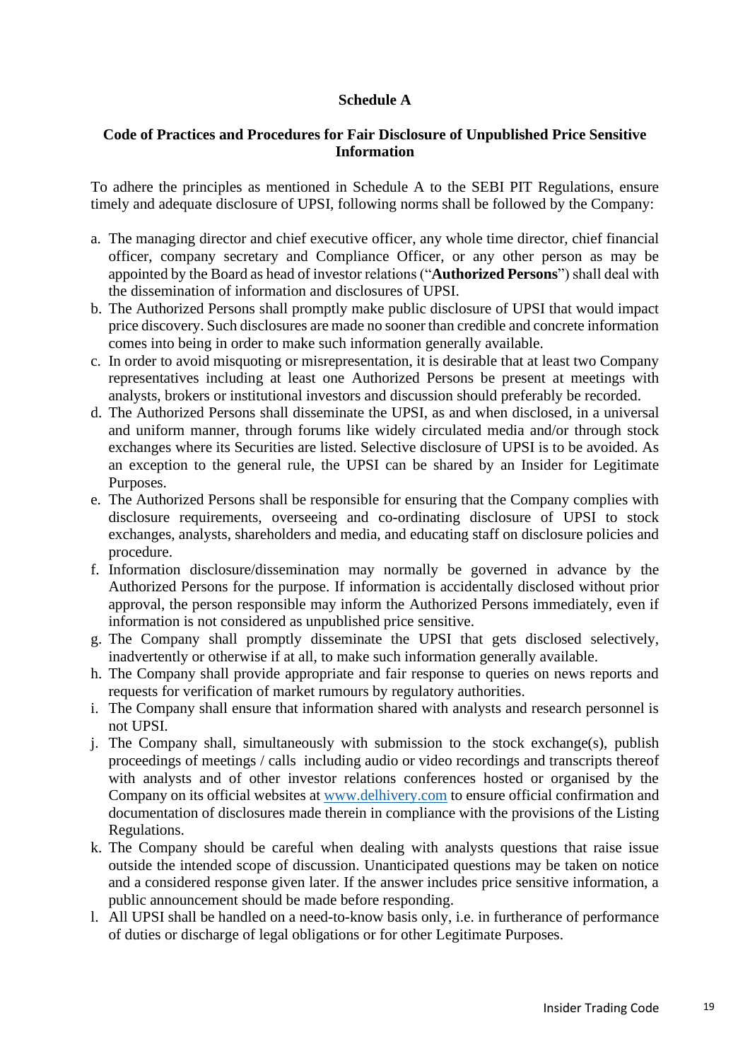**Schedule A**

**Code of Practices and Procedures for Fair Disclosure of Unpublished Price Sensitive Information**

To adhere the principles as mentioned in Schedule A to the SEBI PIT Regulations, ensure timely and adequate disclosure of UPSI, following norms shall be followed by the Company:

a. The managing director and chief executive officer, any whole time director, chief financial officer, company secretary and Compliance Officer, or any other person as may be appointed by the Board as head of investor relations ("**Authorized Persons**") shall deal with the dissemination of information and disclosures of UPSI.
b. The Authorized Persons shall promptly make public disclosure of UPSI that would impact price discovery. Such disclosures are made no sooner than credible and concrete information comes into being in order to make such information generally available.
c. In order to avoid misquoting or misrepresentation, it is desirable that at least two Company representatives including at least one Authorized Persons be present at meetings with analysts, brokers or institutional investors and discussion should preferably be recorded.
d. The Authorized Persons shall disseminate the UPSI, as and when disclosed, in a universal and uniform manner, through forums like widely circulated media and/or through stock exchanges where its Securities are listed. Selective disclosure of UPSI is to be avoided. As an exception to the general rule, the UPSI can be shared by an Insider for Legitimate Purposes.
e. The Authorized Persons shall be responsible for ensuring that the Company complies with disclosure requirements, overseeing and co-ordinating disclosure of UPSI to stock exchanges, analysts, shareholders and media, and educating staff on disclosure policies and procedure.
f. Information disclosure/dissemination may normally be governed in advance by the Authorized Persons for the purpose. If information is accidentally disclosed without prior approval, the person responsible may inform the Authorized Persons immediately, even if information is not considered as unpublished price sensitive.
g. The Company shall promptly disseminate the UPSI that gets disclosed selectively, inadvertently or otherwise if at all, to make such information generally available.
h. The Company shall provide appropriate and fair response to queries on news reports and requests for verification of market rumours by regulatory authorities.
i. The Company shall ensure that information shared with analysts and research personnel is not UPSI.
j. The Company shall, simultaneously with submission to the stock exchange(s), publish proceedings of meetings / calls including audio or video recordings and transcripts thereof with analysts and of other investor relations conferences hosted or organised by the Company on its official websites at [www.delhivery.com](http://www.delhivery.com) to ensure official confirmation and documentation of disclosures made therein in compliance with the provisions of the Listing Regulations.
k. The Company should be careful when dealing with analysts questions that raise issue outside the intended scope of discussion. Unanticipated questions may be taken on notice and a considered response given later. If the answer includes price sensitive information, a public announcement should be made before responding.
l. All UPSI shall be handled on a need-to-know basis only, i.e. in furtherance of performance of duties or discharge of legal obligations or for other Legitimate Purposes.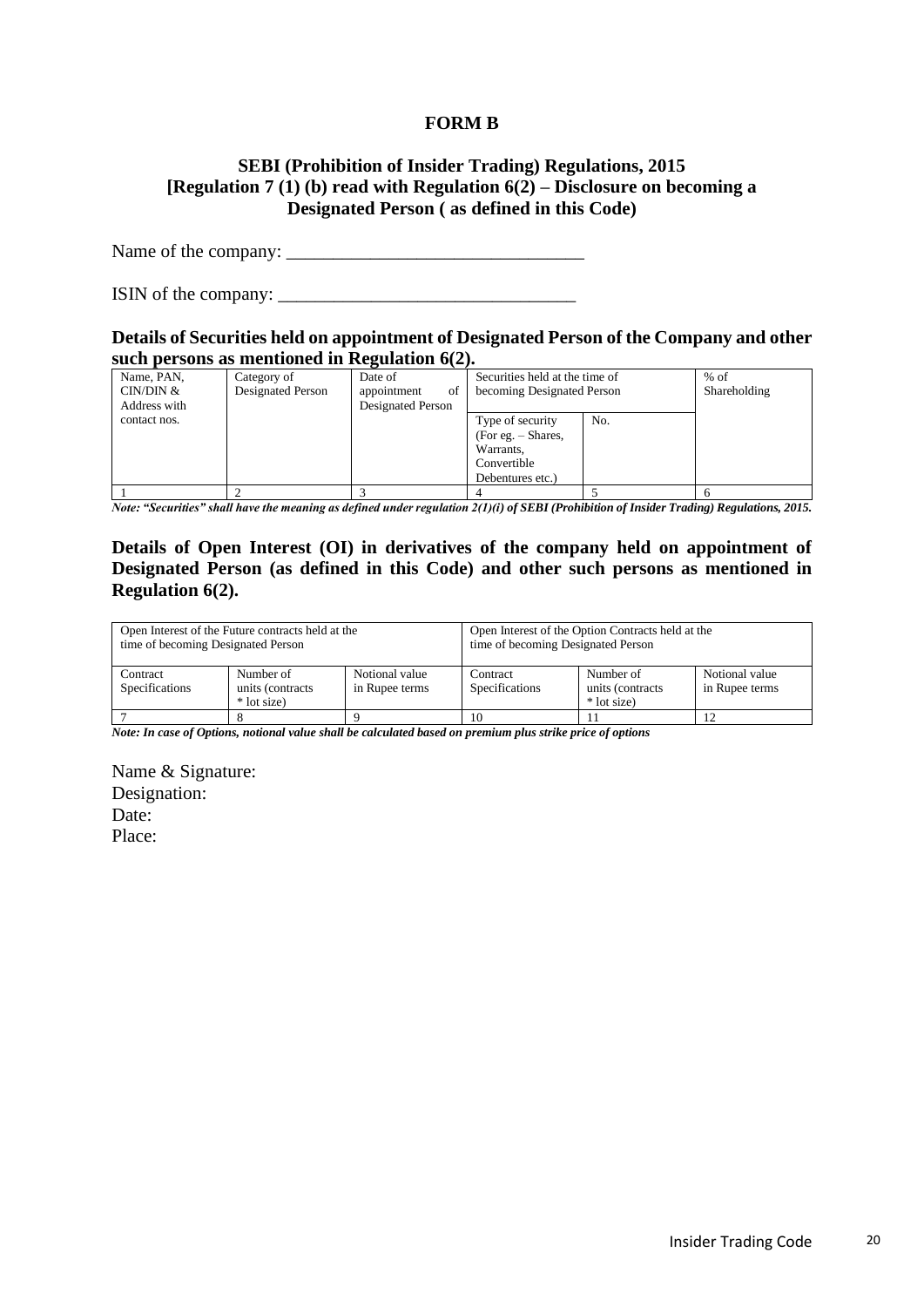# FORM B

## SEBI (Prohibition of Insider Trading) Regulations, 2015 [Regulation 7 (1) (b) read with Regulation 6(2) – Disclosure on becoming a Designated Person ( as defined in this Code)

Name of the company: ________________________________

ISIN of the company: _______________________________

**Details of Securities held on appointment of Designated Person of the Company and other such persons as mentioned in Regulation 6(2).**

| Name, PAN, CIN/DIN & Address with contact nos. | Category of Designated Person | Date of appointment of Designated Person | Securities held at the time of becoming Designated Person | | % of Shareholding |
|---|---|---|---|---|---|
| | | | Type of security (For eg. – Shares, Warrants, Convertible Debentures etc.) | No. | |
| 1 | 2 | 3 | 4 | 5 | 6 |

***Note: "Securities" shall have the meaning as defined under regulation 2(1)(i) of SEBI (Prohibition of Insider Trading) Regulations, 2015.***

**Details of Open Interest (OI) in derivatives of the company held on appointment of Designated Person (as defined in this Code) and other such persons as mentioned in Regulation 6(2).**

| Open Interest of the Future contracts held at the time of becoming Designated Person | | | Open Interest of the Option Contracts held at the time of becoming Designated Person | | |
|---|---|---|---|---|---|
| Contract Specifications | Number of units (contracts * lot size) | Notional value in Rupee terms | Contract Specifications | Number of units (contracts * lot size) | Notional value in Rupee terms |
| 7 | 8 | 9 | 10 | 11 | 12 |

***Note: In case of Options, notional value shall be calculated based on premium plus strike price of options***

Name & Signature:
Designation:
Date:
Place: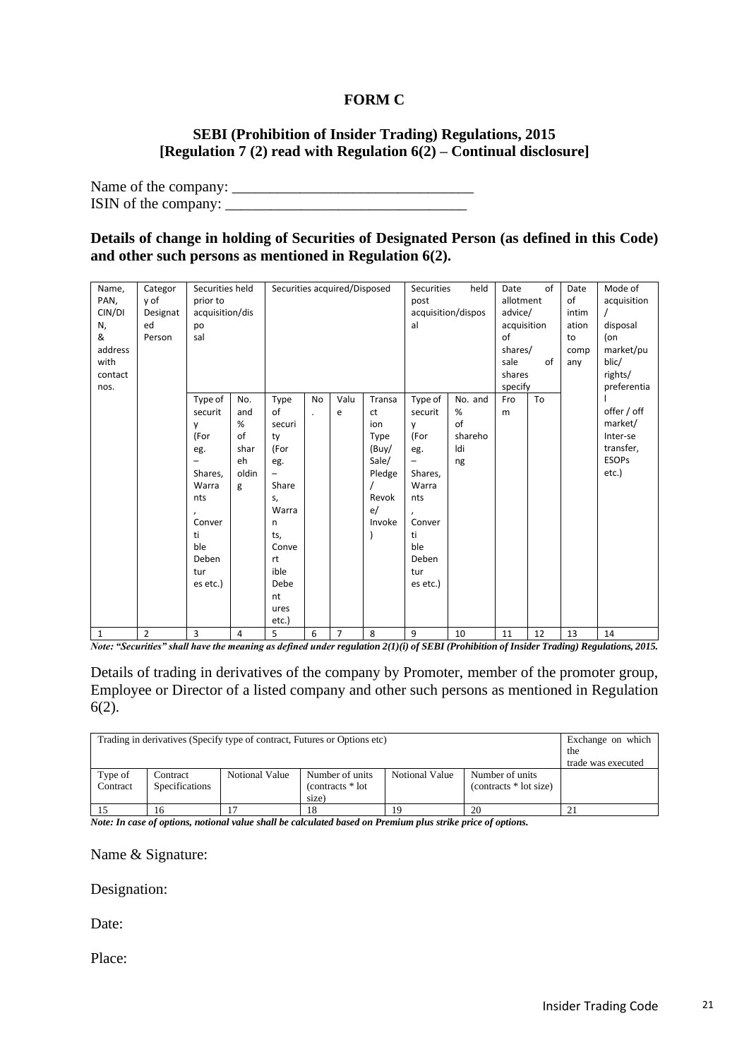**FORM C**

**SEBI (Prohibition of Insider Trading) Regulations, 2015**
**[Regulation 7 (2) read with Regulation 6(2) – Continual disclosure]**

Name of the company: \_\_\_\_\_\_\_\_\_\_\_\_\_\_\_\_\_\_\_\_\_\_\_\_\_\_\_\_\_\_\_\_
ISIN of the company: \_\_\_\_\_\_\_\_\_\_\_\_\_\_\_\_\_\_\_\_\_\_\_\_\_\_\_\_\_\_\_\_

**Details of change in holding of Securities of Designated Person (as defined in this Code) and other such persons as mentioned in Regulation 6(2).**

| Name, PAN, CIN/DIN, & address with contact nos. | Category of Designated Person | Securities held prior to acquisition/disposal | | Securities acquired/Disposed | | | | Securities held post acquisition/disposal | | Date of allotment advice/ acquisition of shares/ sale of shares specify | | Date of intimation to company | Mode of acquisition / disposal (on market/public/ rights/ preferential offer / off market/ Inter-se transfer, ESOPs etc.) |
|---|---|---|---|---|---|---|---|---|---|---|---|---|---|
| | | Type of security (For eg. – Shares, Warrants, Convertible Debentures etc.) | No. and % of shareholding | Type of security (For eg. – Shares, Warrants, Convertible Debentures etc.) | No. | Value | Transact ion Type (Buy/ Sale/ Pledge / Revoke/ Invoke) | Type of security (For eg. – Shares, Warrants, Convertible Debentures etc.) | No. and % of shareholding | From | To | | |
| 1 | 2 | 3 | 4 | 5 | 6 | 7 | 8 | 9 | 10 | 11 | 12 | 13 | 14 |

***Note: "Securities" shall have the meaning as defined under regulation 2(1)(i) of SEBI (Prohibition of Insider Trading) Regulations, 2015.***

Details of trading in derivatives of the company by Promoter, member of the promoter group, Employee or Director of a listed company and other such persons as mentioned in Regulation 6(2).

| Trading in derivatives (Specify type of contract, Futures or Options etc) | | | | | | Exchange on which the trade was executed |
|---|---|---|---|---|---|---|
| Type of Contract | Contract Specifications | Notional Value | Number of units (contracts * lot size) | Notional Value | Number of units (contracts * lot size) | |
| 15 | 16 | 17 | 18 | 19 | 20 | 21 |

***Note: In case of options, notional value shall be calculated based on Premium plus strike price of options.***

Name & Signature:

Designation:

Date:

Place: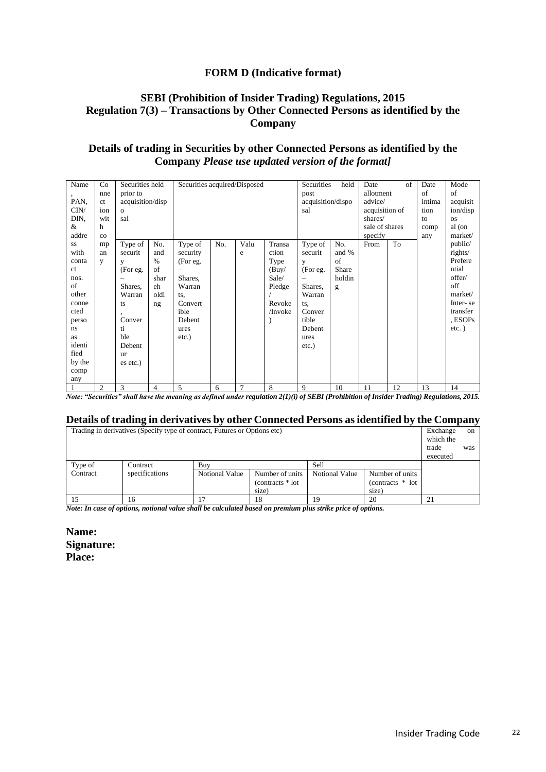**FORM D (Indicative format)**

**SEBI (Prohibition of Insider Trading) Regulations, 2015**
**Regulation 7(3) – Transactions by Other Connected Persons as identified by the Company**

**Details of trading in Securities by other Connected Persons as identified by the Company** ***Please use updated version of the format]***

| Name, PAN, CIN/DIN, & address with contact nos. of other connected persons as identified by the company | Connection with company | Securities held prior to acquisition/disposal | | Securities acquired/Disposed | | | | Securities held post acquisition/disposal | | Date of allotment advice/ acquisition of shares/ sale of shares specify | | Date of intimation to company | Mode of acquisition/disposal (on market/ public/ rights/ Preferential offer/ off market/ Inter-se transfer, ESOPs etc.) |
|---|---|---|---|---|---|---|---|---|---|---|---|---|---|
| | | Type of security (For eg. – Shares, Warrants, Convertible Debentures etc.) | No. and % of shareholding | Type of security (For eg. – Shares, Warrants, Convertible Debentures etc.) | No. | Value | Transaction Type (Buy/ Sale/ Pledge / Revoke /Invoke) | Type of security (For eg. – Shares, Warrants, Convertible Debentures etc.) | No. and % of Shareholding | From | To | | |
| 1 | 2 | 3 | 4 | 5 | 6 | 7 | 8 | 9 | 10 | 11 | 12 | 13 | 14 |

***Note: "Securities" shall have the meaning as defined under regulation 2(1)(i) of SEBI (Prohibition of Insider Trading) Regulations, 2015.***

## Details of trading in derivatives by other Connected Persons as identified by the Company

| Trading in derivatives (Specify type of contract, Futures or Options etc) | | | | | | Exchange on which the trade was executed |
|---|---|---|---|---|---|---|
| Type of Contract | Contract specifications | Buy | | Sell | | |
| | | Notional Value | Number of units (contracts * lot size) | Notional Value | Number of units (contracts * lot size) | |
| 15 | 16 | 17 | 18 | 19 | 20 | 21 |

***Note: In case of options, notional value shall be calculated based on premium plus strike price of options.***

**Name:**
**Signature:**
**Place:**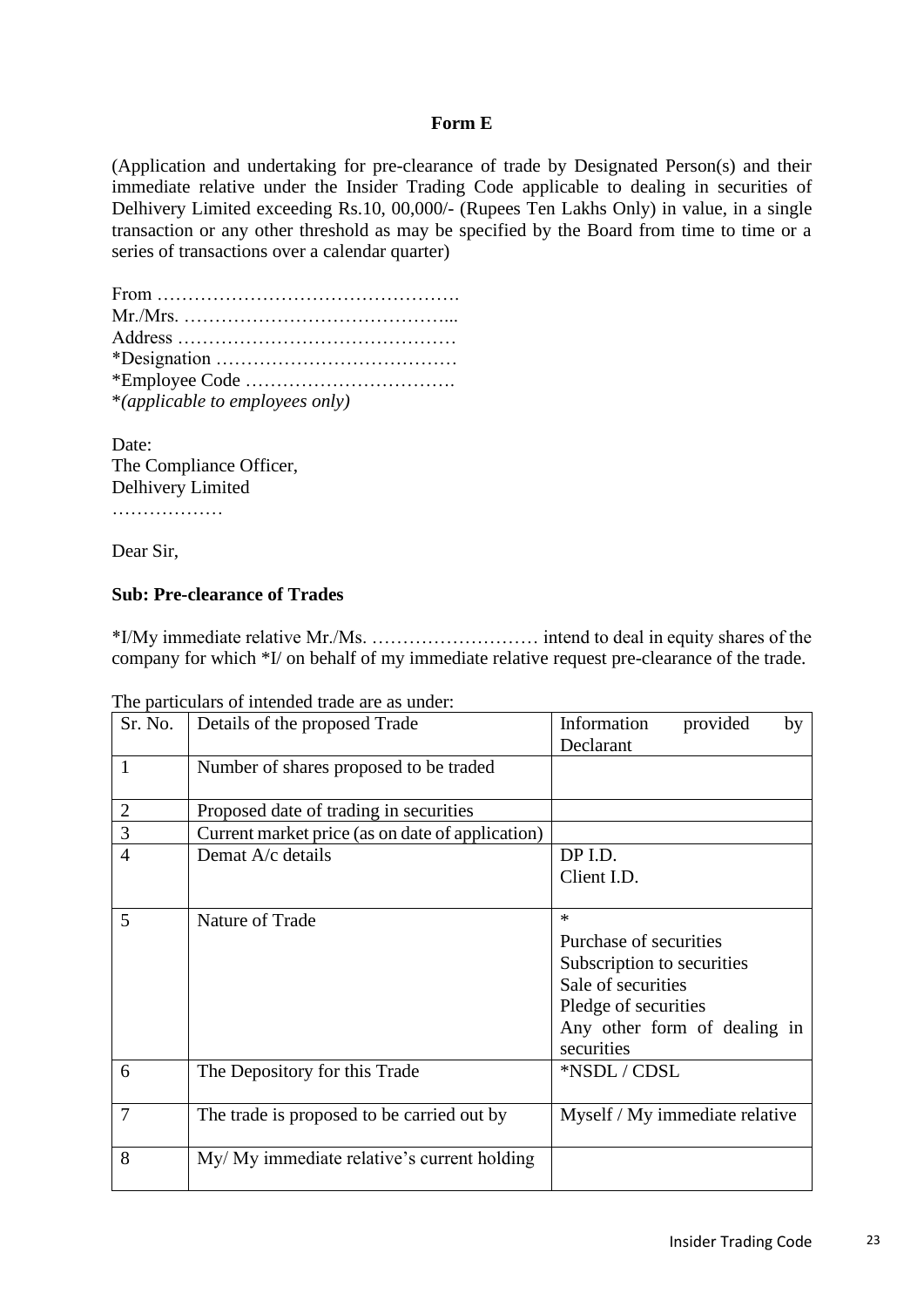**Form E**

(Application and undertaking for pre-clearance of trade by Designated Person(s) and their immediate relative under the Insider Trading Code applicable to dealing in securities of Delhivery Limited exceeding Rs.10, 00,000/- (Rupees Ten Lakhs Only) in value, in a single transaction or any other threshold as may be specified by the Board from time to time or a series of transactions over a calendar quarter)

From ………………………………………….
Mr./Mrs. ……………………………………...
Address ………………………………………
*Designation …………………………………
*Employee Code …………………………….
*(*applicable to employees only)*

Date:
The Compliance Officer,
Delhivery Limited
………………

Dear Sir,

**Sub: Pre-clearance of Trades**

*I/My immediate relative Mr./Ms. ……………………… intend to deal in equity shares of the company for which *I/ on behalf of my immediate relative request pre-clearance of the trade.

The particulars of intended trade are as under:

| Sr. No. | Details of the proposed Trade | Information provided by Declarant |
|---|---|---|
| 1 | Number of shares proposed to be traded | |
| 2 | Proposed date of trading in securities | |
| 3 | Current market price (as on date of application) | |
| 4 | Demat A/c details | DP I.D.<br>Client I.D. |
| 5 | Nature of Trade | *<br>Purchase of securities<br>Subscription to securities<br>Sale of securities<br>Pledge of securities<br>Any other form of dealing in securities |
| 6 | The Depository for this Trade | *NSDL / CDSL |
| 7 | The trade is proposed to be carried out by | Myself / My immediate relative |
| 8 | My/ My immediate relative's current holding | |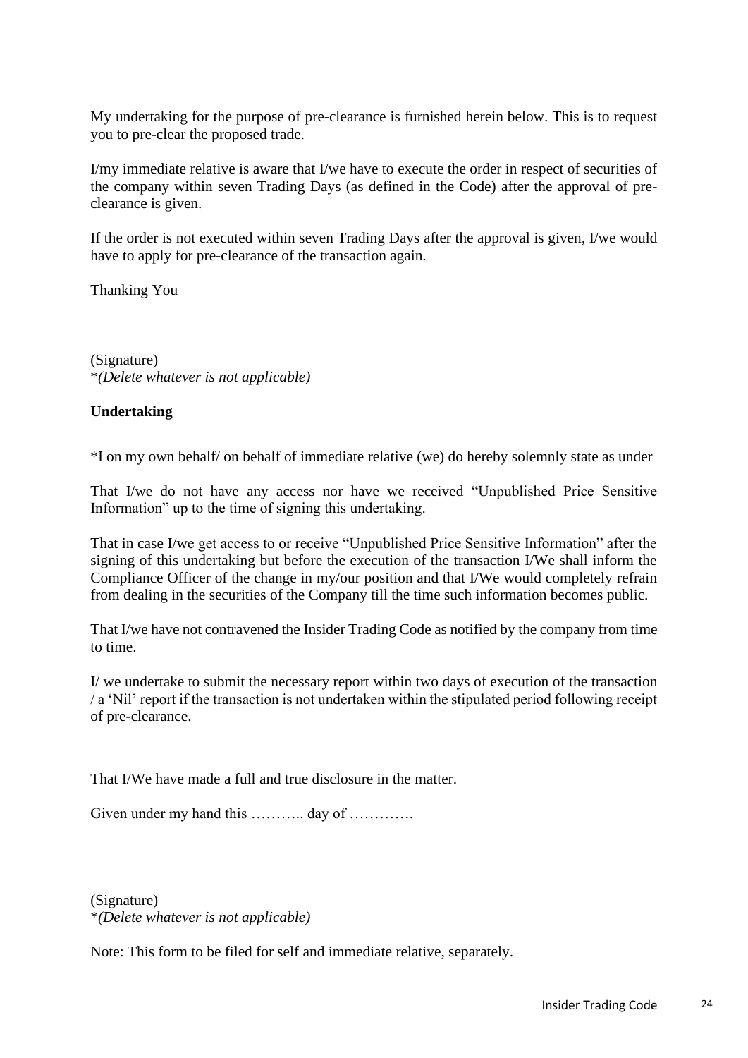My undertaking for the purpose of pre-clearance is furnished herein below. This is to request you to pre-clear the proposed trade.

I/my immediate relative is aware that I/we have to execute the order in respect of securities of the company within seven Trading Days (as defined in the Code) after the approval of pre-clearance is given.

If the order is not executed within seven Trading Days after the approval is given, I/we would have to apply for pre-clearance of the transaction again.

Thanking You

(Signature)
**(Delete whatever is not applicable)*

**Undertaking**

*I on my own behalf/ on behalf of immediate relative (we) do hereby solemnly state as under

That I/we do not have any access nor have we received "Unpublished Price Sensitive Information" up to the time of signing this undertaking.

That in case I/we get access to or receive "Unpublished Price Sensitive Information" after the signing of this undertaking but before the execution of the transaction I/We shall inform the Compliance Officer of the change in my/our position and that I/We would completely refrain from dealing in the securities of the Company till the time such information becomes public.

That I/we have not contravened the Insider Trading Code as notified by the company from time to time.

I/ we undertake to submit the necessary report within two days of execution of the transaction / a 'Nil' report if the transaction is not undertaken within the stipulated period following receipt of pre-clearance.

That I/We have made a full and true disclosure in the matter.

Given under my hand this ……….. day of ………….

(Signature)
**(Delete whatever is not applicable)*

Note: This form to be filed for self and immediate relative, separately.